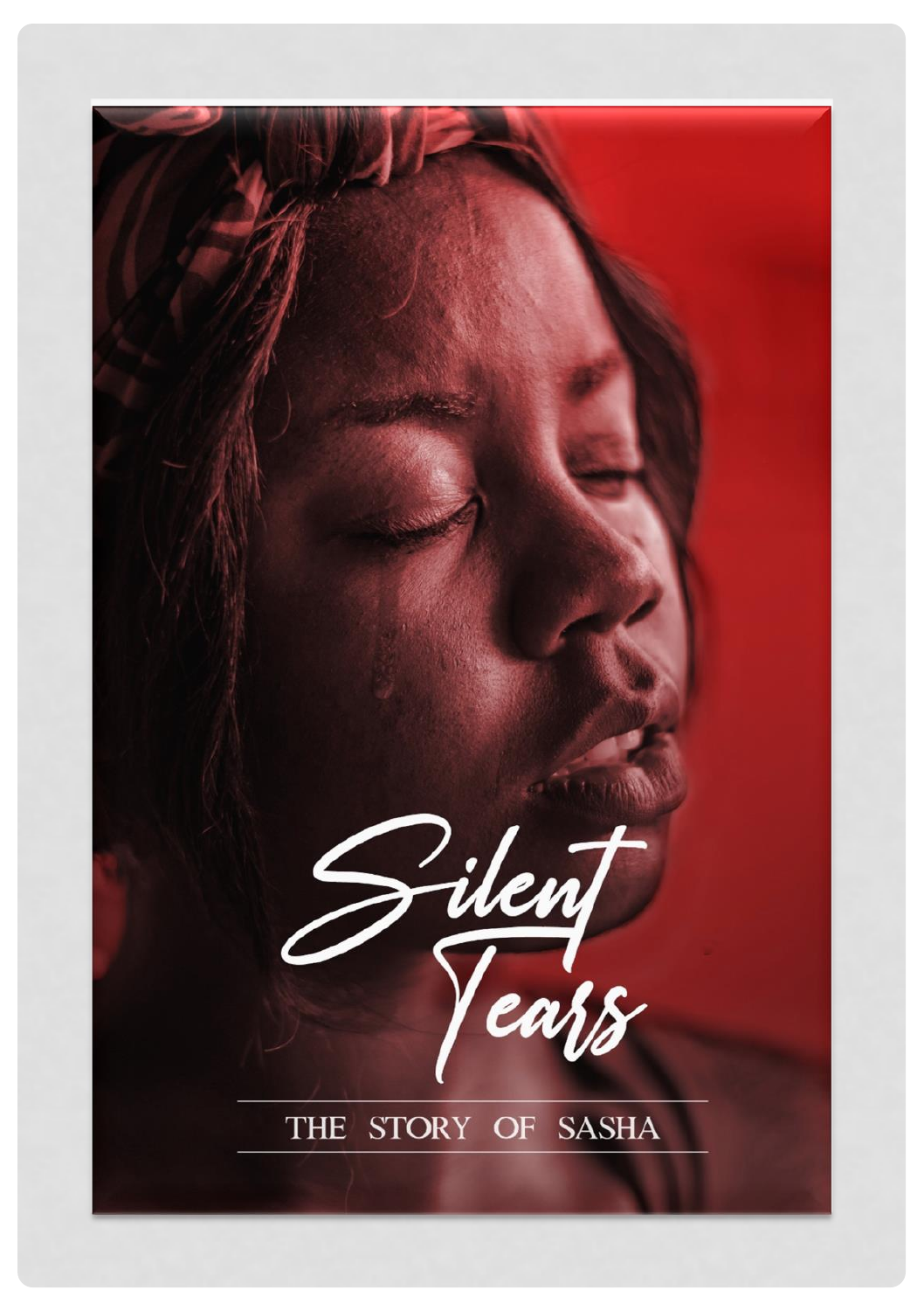# Silent Tears

THE STORY OF SASHA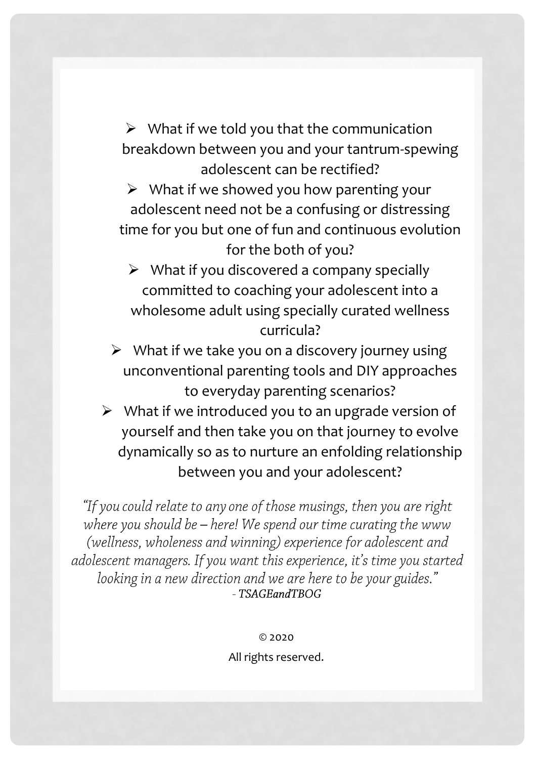- What if we told you that the communication breakdown between you and your tantrum-spewing adolescent can be rectified?
- What if we showed you how parenting your adolescent need not be a confusing or distressing time for you but one of fun and continuous evolution for the both of you?
- What if you discovered a company specially committed to coaching your adolescent into a wholesome adult using specially curated wellness curricula?
- What if we take you on a discovery journey using unconventional parenting tools and DIY approaches to everyday parenting scenarios?
- What if we introduced you to an upgrade version of yourself and then take you on that journey to evolve dynamically so as to nurture an enfolding relationship between you and your adolescent?

*"If you could relate to any one of those musings, then you are right where you should be – here! We spend our time curating the www (wellness, wholeness and winning) experience for adolescent and adolescent managers. If you want this experience, it's time you started looking in a new direction and we are here to be your guides."*
*- **TSAGEandTBOG***

© 2020

All rights reserved.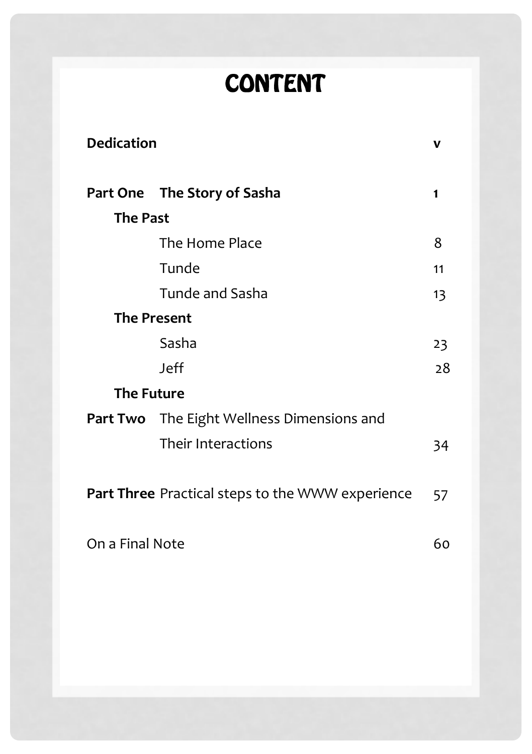# CONTENT

| | | |
|---|---|---|
| **Dedication** | | **v** |
| **Part One** | **The Story of Sasha** | **1** |
| **The Past** | | |
| | The Home Place | 8 |
| | Tunde | 11 |
| | Tunde and Sasha | 13 |
| **The Present** | | |
| | Sasha | 23 |
| | Jeff | 28 |
| **The Future** | | |
| **Part Two** | The Eight Wellness Dimensions and Their Interactions | 34 |
| **Part Three** | Practical steps to the WWW experience | 57 |
| On a Final Note | | 60 |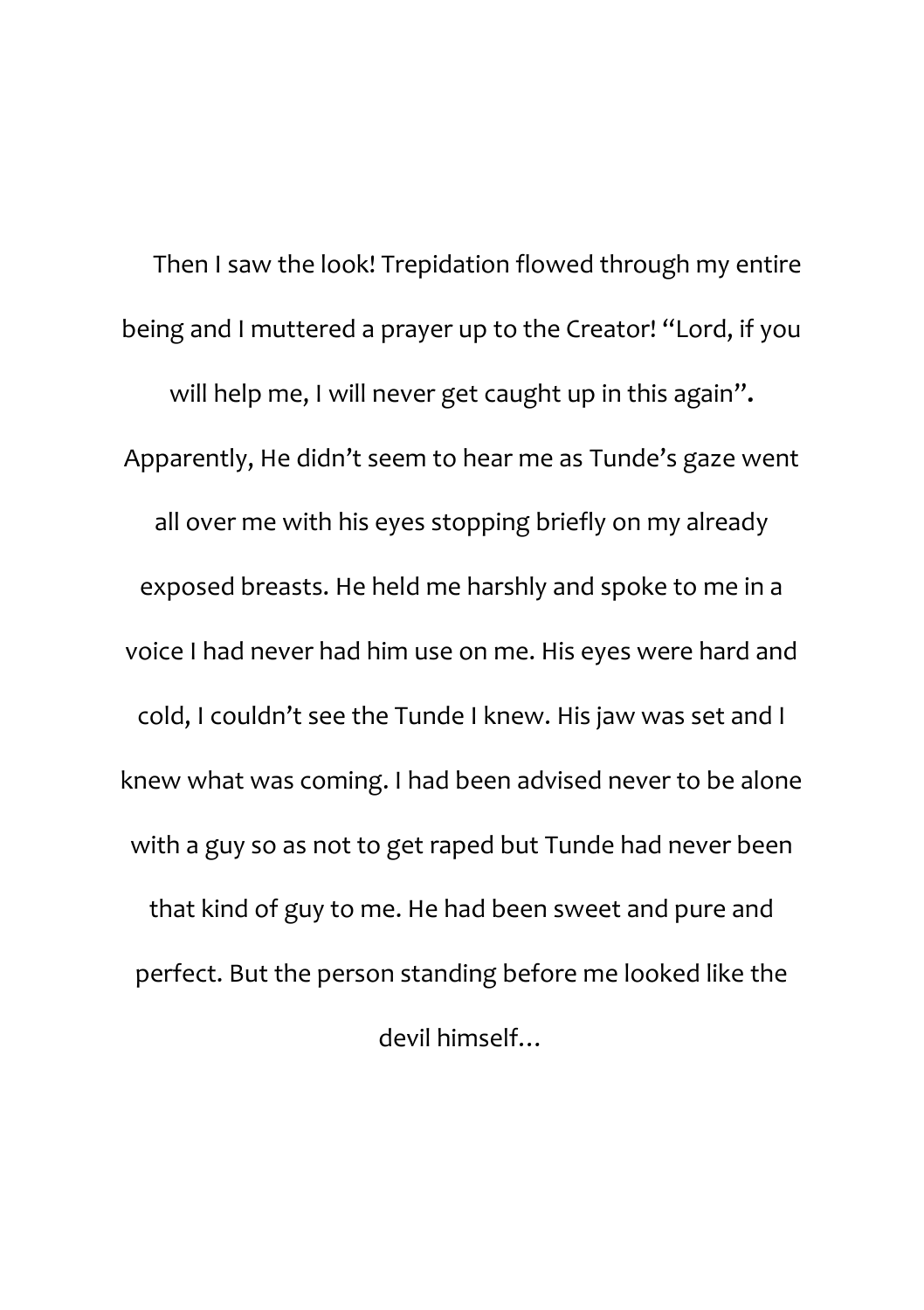Then I saw the look! Trepidation flowed through my entire being and I muttered a prayer up to the Creator! "Lord, if you will help me, I will never get caught up in this again". Apparently, He didn't seem to hear me as Tunde's gaze went all over me with his eyes stopping briefly on my already exposed breasts. He held me harshly and spoke to me in a voice I had never had him use on me. His eyes were hard and cold, I couldn't see the Tunde I knew. His jaw was set and I knew what was coming. I had been advised never to be alone with a guy so as not to get raped but Tunde had never been that kind of guy to me. He had been sweet and pure and perfect. But the person standing before me looked like the devil himself…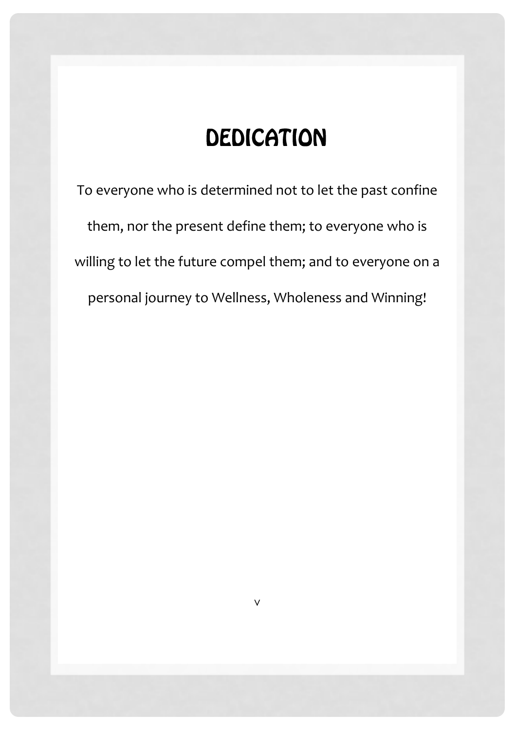# DEDICATION

To everyone who is determined not to let the past confine them, nor the present define them; to everyone who is willing to let the future compel them; and to everyone on a personal journey to Wellness, Wholeness and Winning!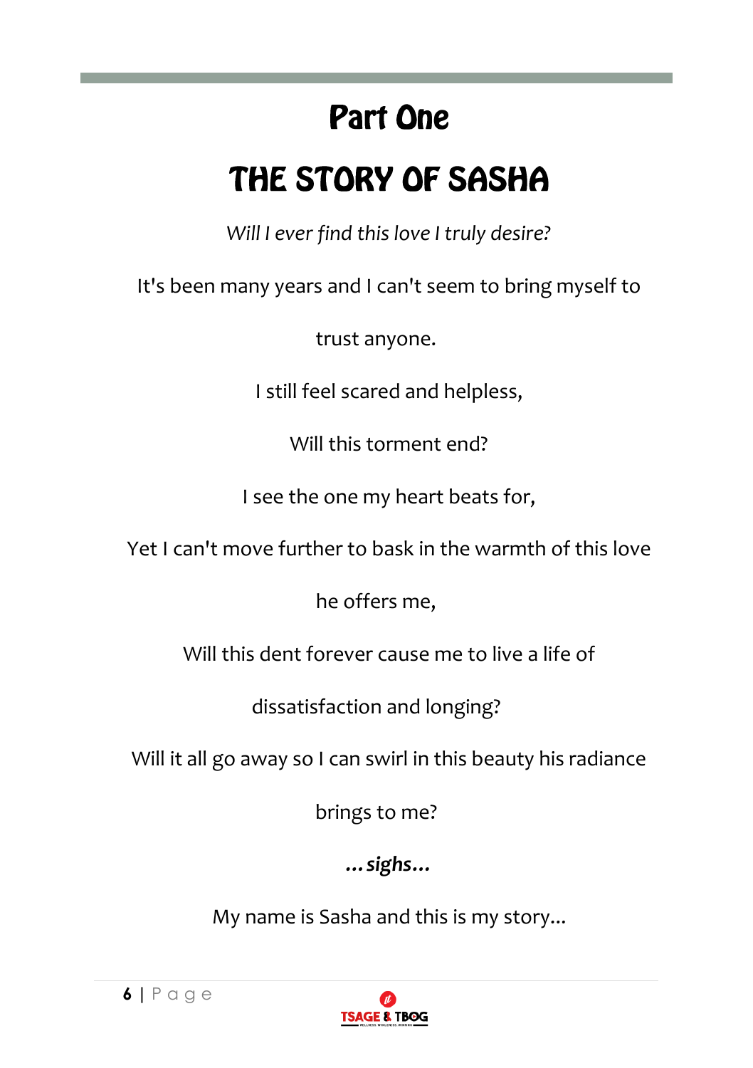# Part One

# THE STORY OF SASHA

*Will I ever find this love I truly desire?*

It's been many years and I can't seem to bring myself to trust anyone.

I still feel scared and helpless,

Will this torment end?

I see the one my heart beats for,

Yet I can't move further to bask in the warmth of this love he offers me,

Will this dent forever cause me to live a life of dissatisfaction and longing?

Will it all go away so I can swirl in this beauty his radiance brings to me?

***…sighs…***

My name is Sasha and this is my story…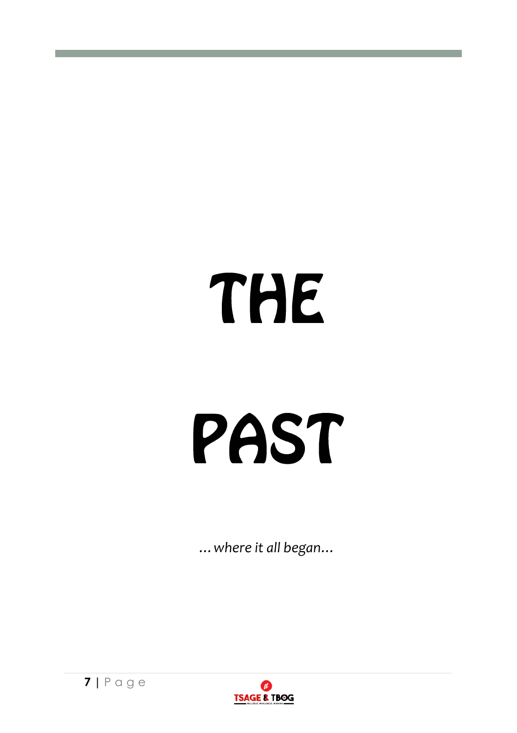# THE

# PAST

*…where it all began…*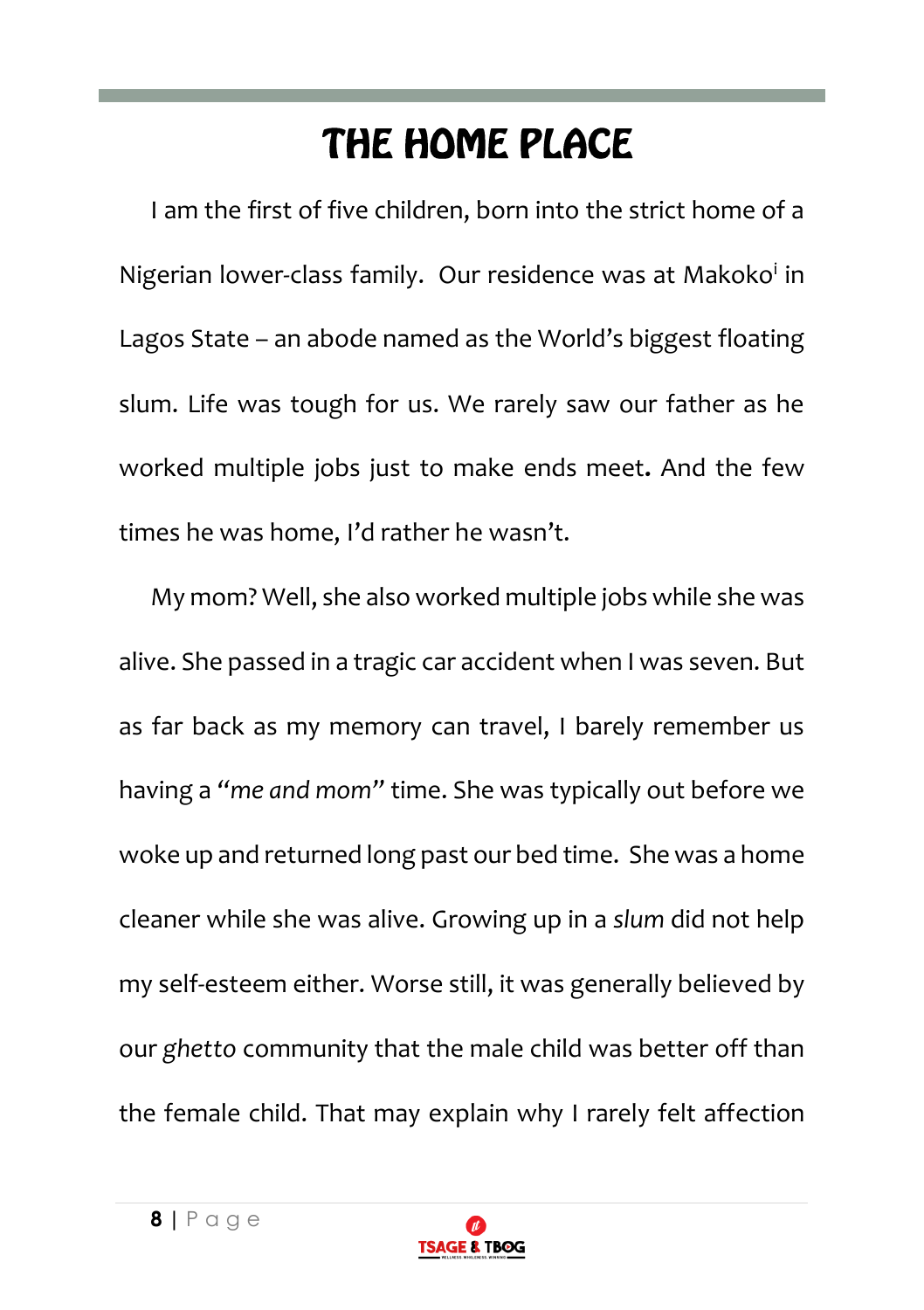# THE HOME PLACE

I am the first of five children, born into the strict home of a Nigerian lower-class family. Our residence was at Makoko[i] in Lagos State – an abode named as the World's biggest floating slum. Life was tough for us. We rarely saw our father as he worked multiple jobs just to make ends meet. And the few times he was home, I'd rather he wasn't.

My mom? Well, she also worked multiple jobs while she was alive. She passed in a tragic car accident when I was seven. But as far back as my memory can travel, I barely remember us having a "*me and mom*" time. She was typically out before we woke up and returned long past our bed time. She was a home cleaner while she was alive. Growing up in a *slum* did not help my self-esteem either. Worse still, it was generally believed by our *ghetto* community that the male child was better off than the female child. That may explain why I rarely felt affection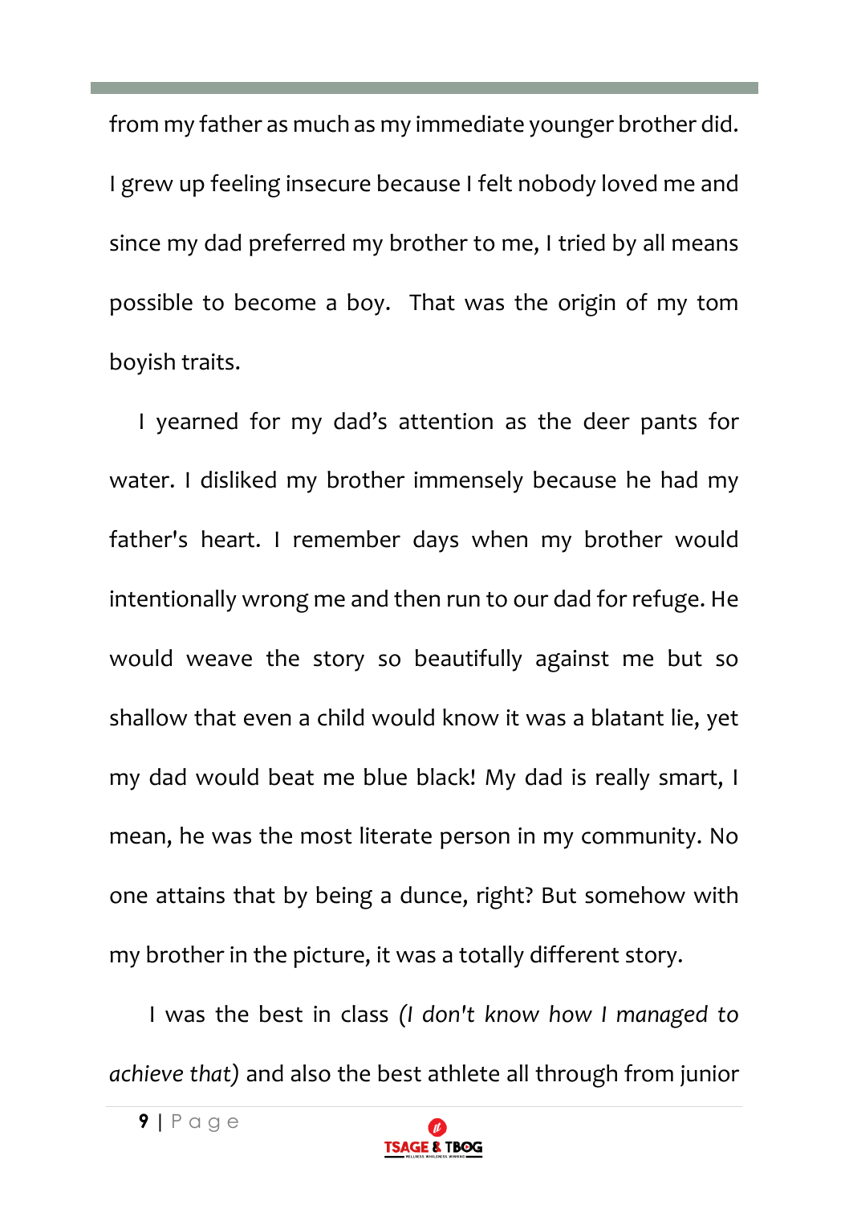from my father as much as my immediate younger brother did. I grew up feeling insecure because I felt nobody loved me and since my dad preferred my brother to me, I tried by all means possible to become a boy.  That was the origin of my tom boyish traits.

I yearned for my dad's attention as the deer pants for water. I disliked my brother immensely because he had my father's heart. I remember days when my brother would intentionally wrong me and then run to our dad for refuge. He would weave the story so beautifully against me but so shallow that even a child would know it was a blatant lie, yet my dad would beat me blue black! My dad is really smart, I mean, he was the most literate person in my community. No one attains that by being a dunce, right? But somehow with my brother in the picture, it was a totally different story.

I was the best in class *(I don't know how I managed to achieve that)* and also the best athlete all through from junior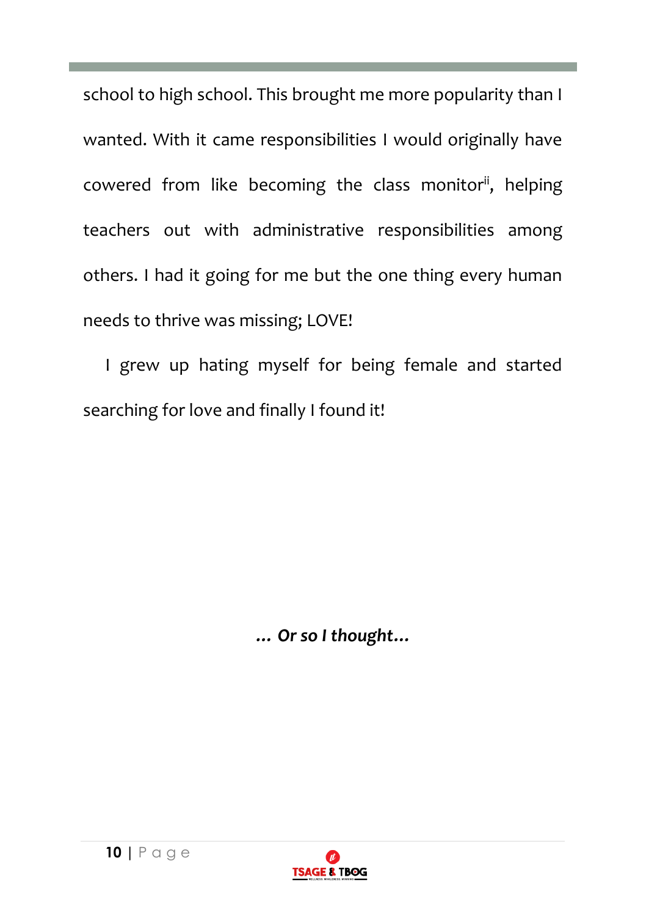school to high school. This brought me more popularity than I wanted. With it came responsibilities I would originally have cowered from like becoming the class monitor[ii], helping teachers out with administrative responsibilities among others. I had it going for me but the one thing every human needs to thrive was missing; LOVE!

I grew up hating myself for being female and started searching for love and finally I found it!

***… Or so I thought…***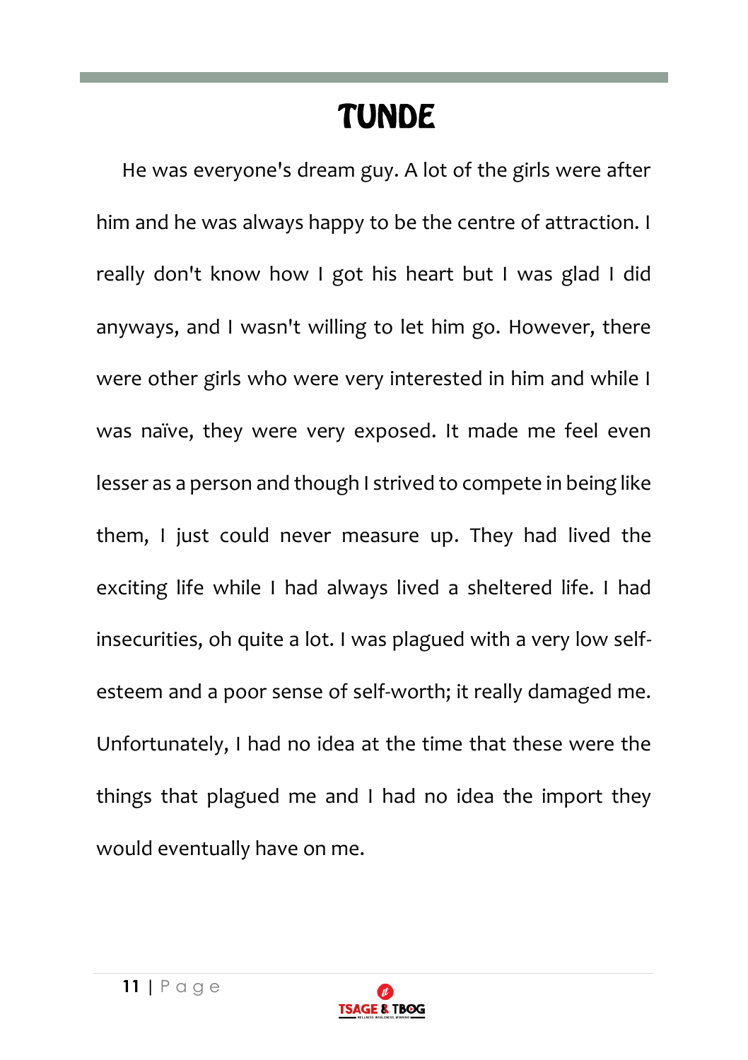# TUNDE

He was everyone's dream guy. A lot of the girls were after him and he was always happy to be the centre of attraction. I really don't know how I got his heart but I was glad I did anyways, and I wasn't willing to let him go. However, there were other girls who were very interested in him and while I was naïve, they were very exposed. It made me feel even lesser as a person and though I strived to compete in being like them, I just could never measure up. They had lived the exciting life while I had always lived a sheltered life. I had insecurities, oh quite a lot. I was plagued with a very low self-esteem and a poor sense of self-worth; it really damaged me. Unfortunately, I had no idea at the time that these were the things that plagued me and I had no idea the import they would eventually have on me.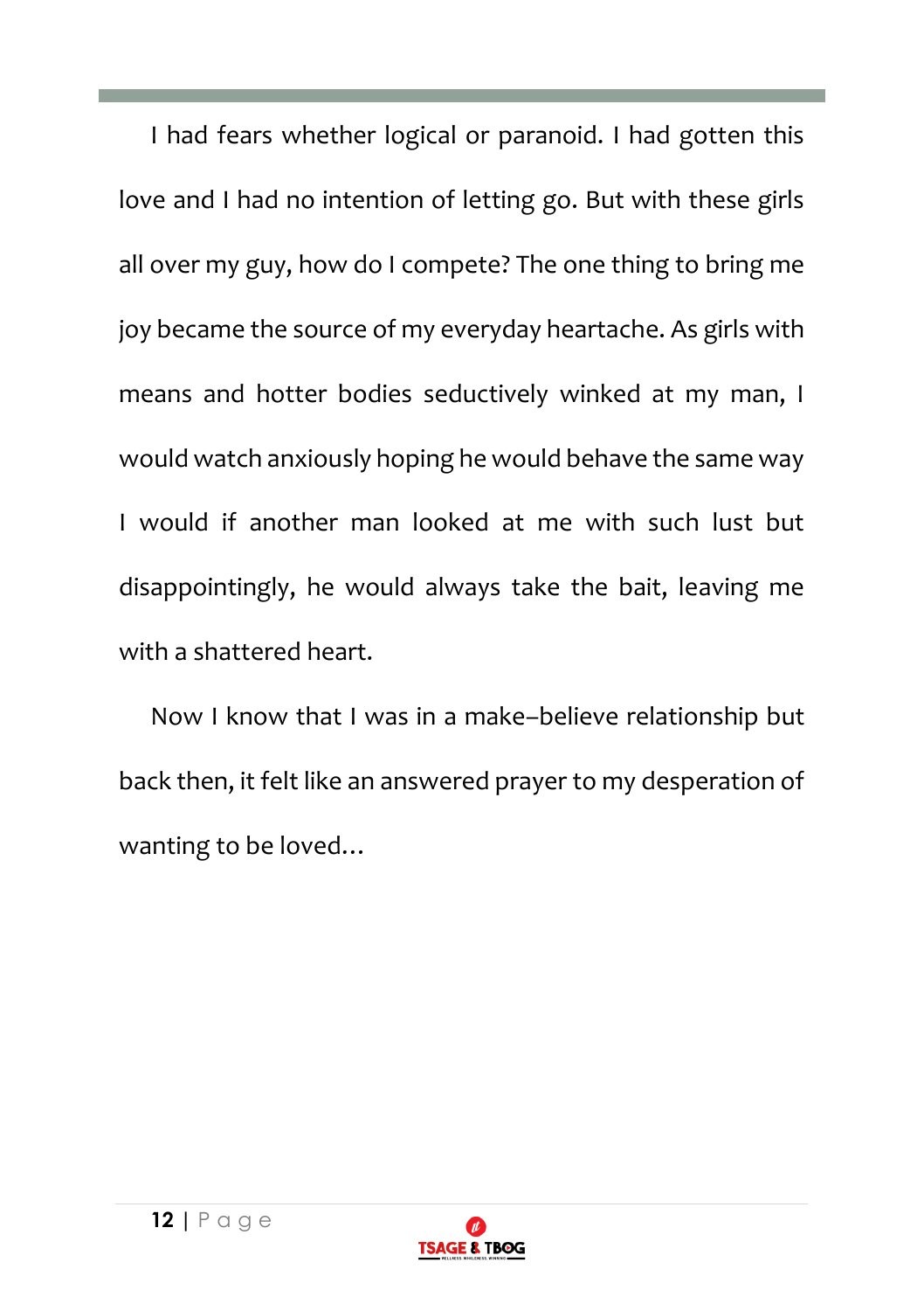I had fears whether logical or paranoid. I had gotten this love and I had no intention of letting go. But with these girls all over my guy, how do I compete? The one thing to bring me joy became the source of my everyday heartache. As girls with means and hotter bodies seductively winked at my man, I would watch anxiously hoping he would behave the same way I would if another man looked at me with such lust but disappointingly, he would always take the bait, leaving me with a shattered heart.

Now I know that I was in a make–believe relationship but back then, it felt like an answered prayer to my desperation of wanting to be loved…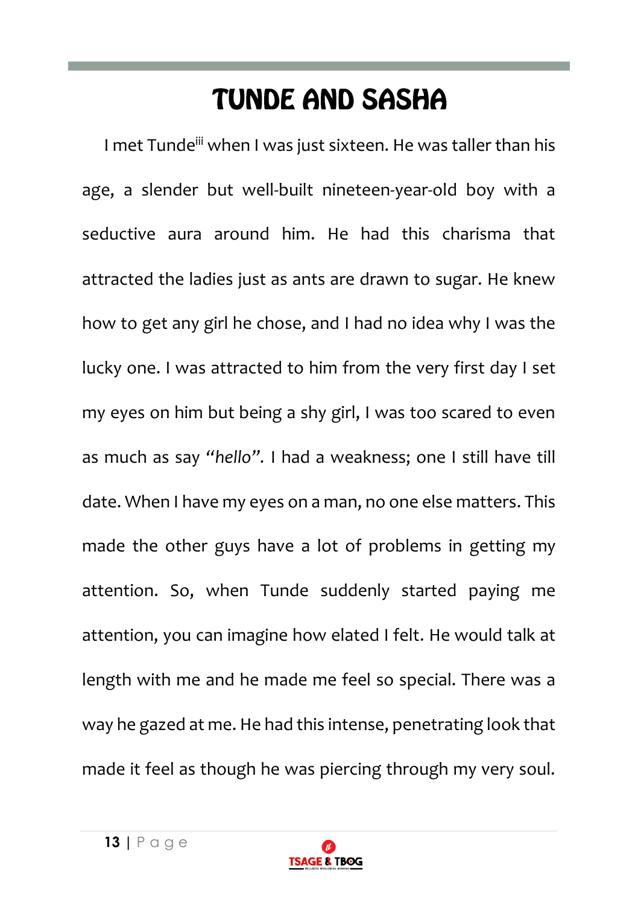# TUNDE AND SASHA

I met Tunde[iii] when I was just sixteen. He was taller than his age, a slender but well-built nineteen-year-old boy with a seductive aura around him. He had this charisma that attracted the ladies just as ants are drawn to sugar. He knew how to get any girl he chose, and I had no idea why I was the lucky one. I was attracted to him from the very first day I set my eyes on him but being a shy girl, I was too scared to even as much as say *"hello".* I had a weakness; one I still have till date. When I have my eyes on a man, no one else matters. This made the other guys have a lot of problems in getting my attention. So, when Tunde suddenly started paying me attention, you can imagine how elated I felt. He would talk at length with me and he made me feel so special. There was a way he gazed at me. He had this intense, penetrating look that made it feel as though he was piercing through my very soul.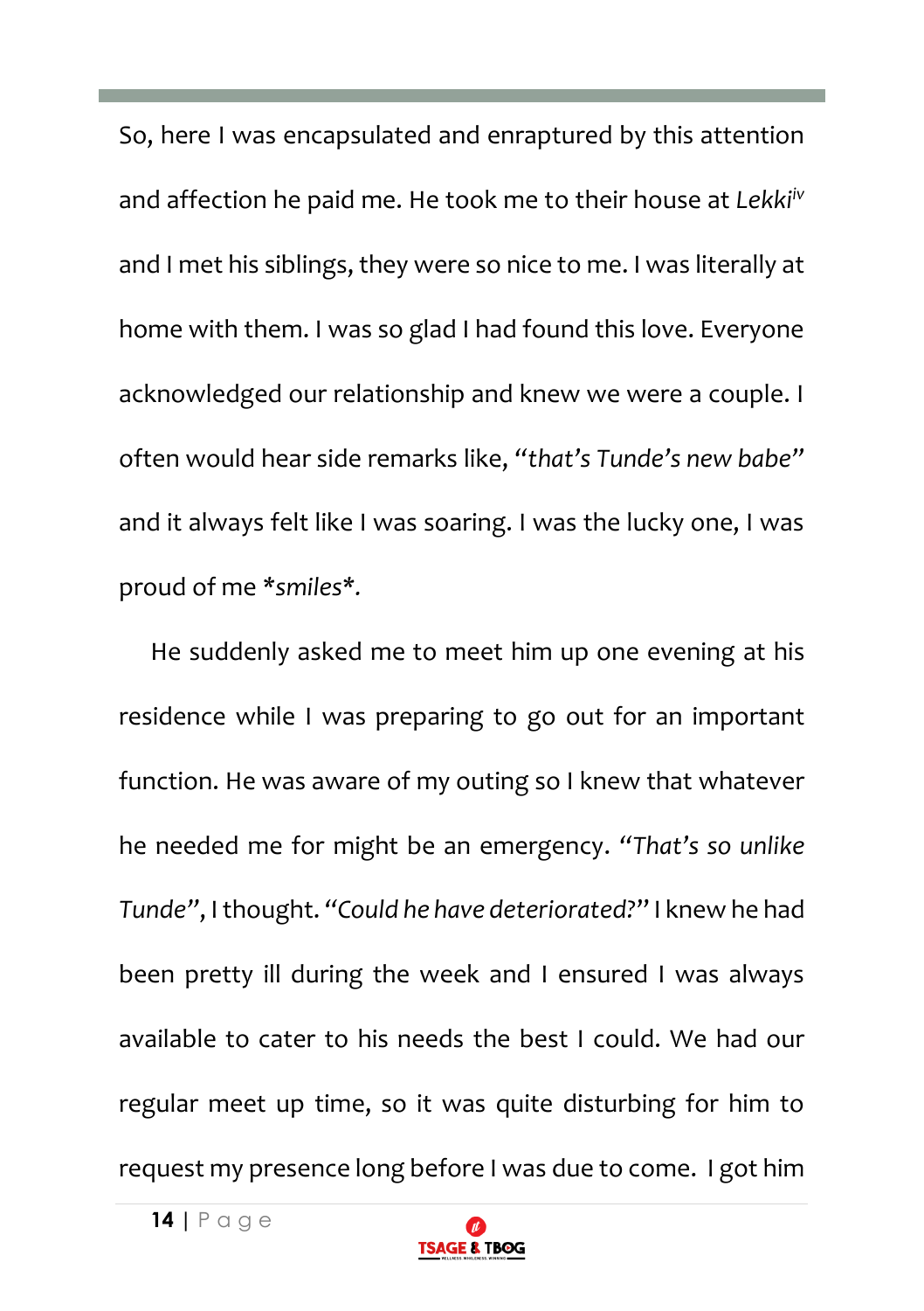So, here I was encapsulated and enraptured by this attention and affection he paid me. He took me to their house at *Lekki*[iv] and I met his siblings, they were so nice to me. I was literally at home with them. I was so glad I had found this love. Everyone acknowledged our relationship and knew we were a couple. I often would hear side remarks like, *"that's Tunde's new babe"* and it always felt like I was soaring. I was the lucky one, I was proud of me **smiles*.*

He suddenly asked me to meet him up one evening at his residence while I was preparing to go out for an important function. He was aware of my outing so I knew that whatever he needed me for might be an emergency. *"That's so unlike Tunde"*, I thought. *"Could he have deteriorated?"* I knew he had been pretty ill during the week and I ensured I was always available to cater to his needs the best I could. We had our regular meet up time, so it was quite disturbing for him to request my presence long before I was due to come. I got him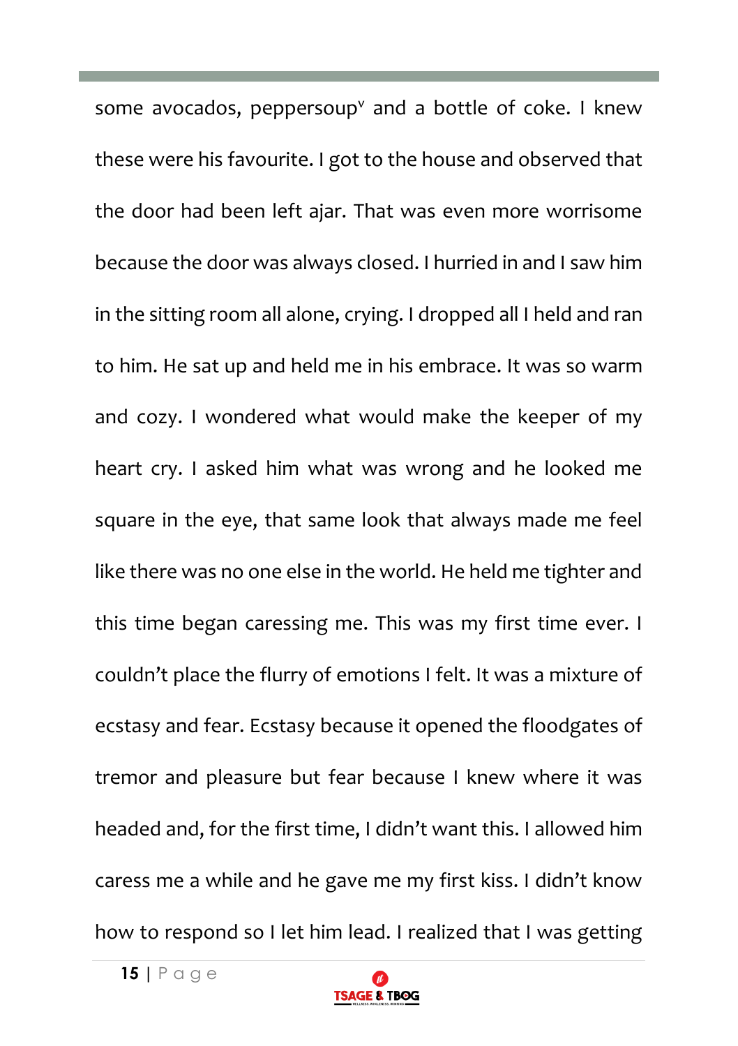some avocados, peppersoup[v] and a bottle of coke. I knew these were his favourite. I got to the house and observed that the door had been left ajar. That was even more worrisome because the door was always closed. I hurried in and I saw him in the sitting room all alone, crying. I dropped all I held and ran to him. He sat up and held me in his embrace. It was so warm and cozy. I wondered what would make the keeper of my heart cry. I asked him what was wrong and he looked me square in the eye, that same look that always made me feel like there was no one else in the world. He held me tighter and this time began caressing me. This was my first time ever. I couldn't place the flurry of emotions I felt. It was a mixture of ecstasy and fear. Ecstasy because it opened the floodgates of tremor and pleasure but fear because I knew where it was headed and, for the first time, I didn't want this. I allowed him caress me a while and he gave me my first kiss. I didn't know how to respond so I let him lead. I realized that I was getting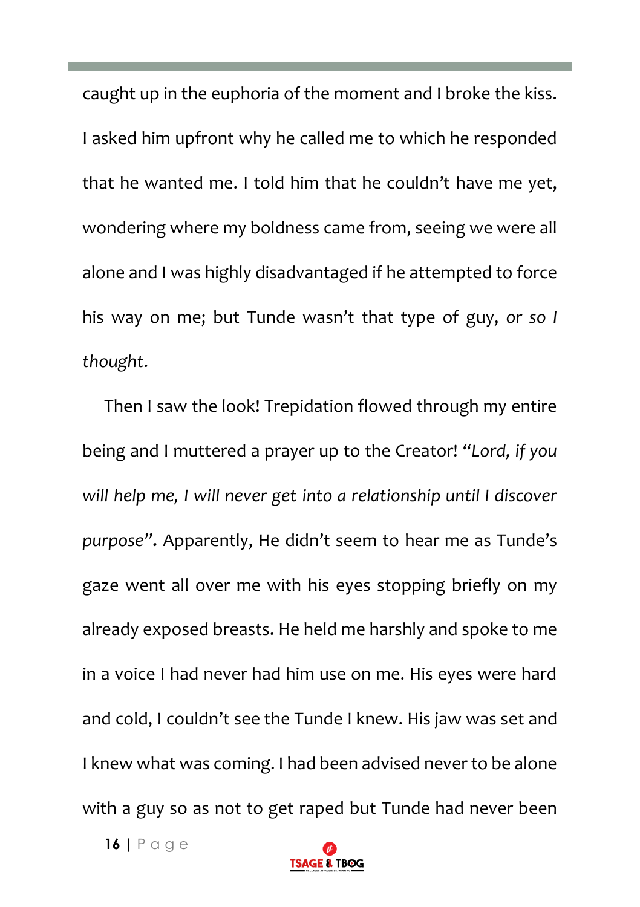caught up in the euphoria of the moment and I broke the kiss. I asked him upfront why he called me to which he responded that he wanted me. I told him that he couldn't have me yet, wondering where my boldness came from, seeing we were all alone and I was highly disadvantaged if he attempted to force his way on me; but Tunde wasn't that type of guy, *or so I thought*.

Then I saw the look! Trepidation flowed through my entire being and I muttered a prayer up to the Creator! *"Lord, if you will help me, I will never get into a relationship until I discover purpose"***.** Apparently, He didn't seem to hear me as Tunde's gaze went all over me with his eyes stopping briefly on my already exposed breasts. He held me harshly and spoke to me in a voice I had never had him use on me. His eyes were hard and cold, I couldn't see the Tunde I knew. His jaw was set and I knew what was coming. I had been advised never to be alone with a guy so as not to get raped but Tunde had never been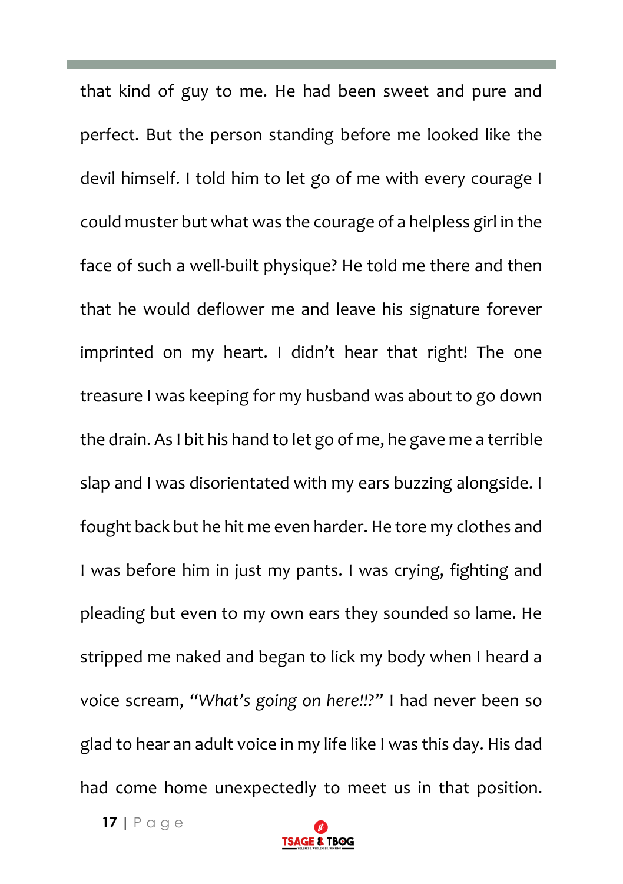that kind of guy to me. He had been sweet and pure and perfect. But the person standing before me looked like the devil himself. I told him to let go of me with every courage I could muster but what was the courage of a helpless girl in the face of such a well-built physique? He told me there and then that he would deflower me and leave his signature forever imprinted on my heart. I didn't hear that right! The one treasure I was keeping for my husband was about to go down the drain. As I bit his hand to let go of me, he gave me a terrible slap and I was disorientated with my ears buzzing alongside. I fought back but he hit me even harder. He tore my clothes and I was before him in just my pants. I was crying, fighting and pleading but even to my own ears they sounded so lame. He stripped me naked and began to lick my body when I heard a voice scream, *"What's going on here!!?"* I had never been so glad to hear an adult voice in my life like I was this day. His dad had come home unexpectedly to meet us in that position.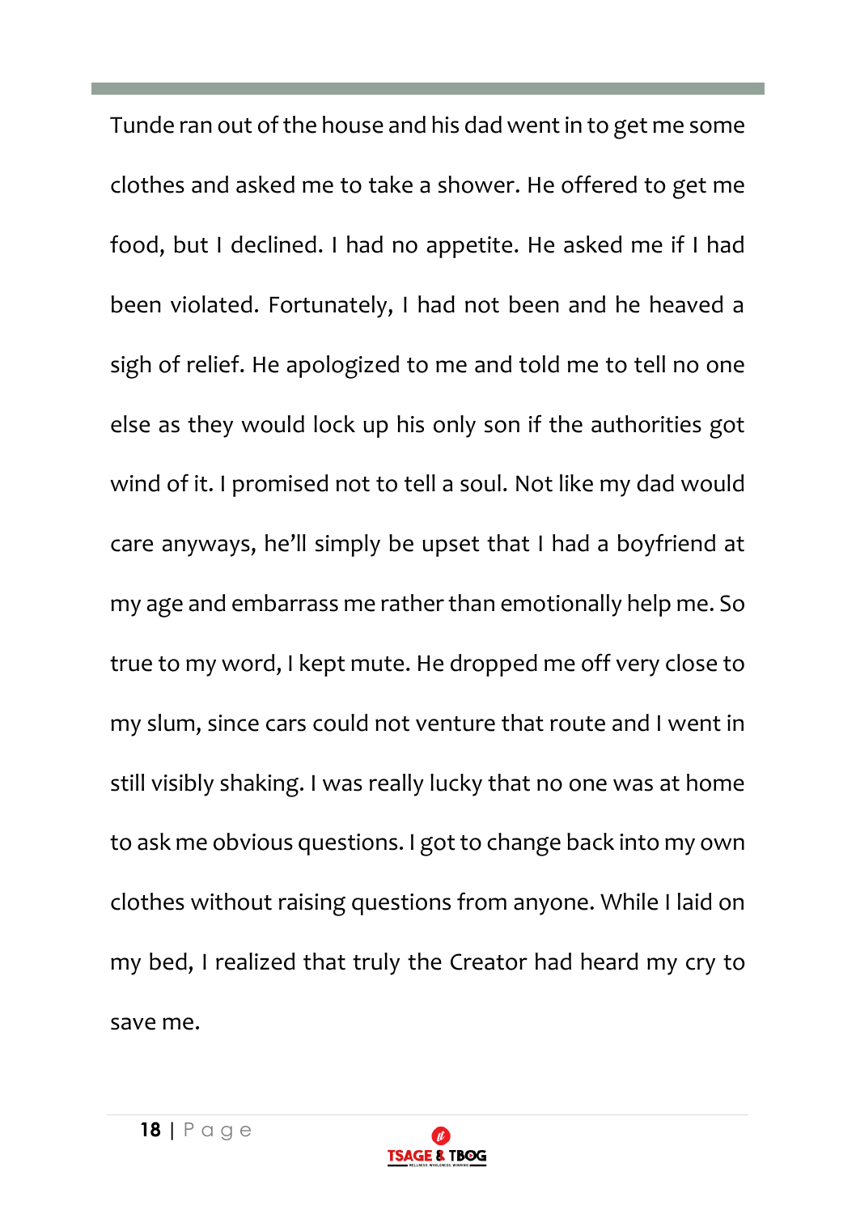Tunde ran out of the house and his dad went in to get me some clothes and asked me to take a shower. He offered to get me food, but I declined. I had no appetite. He asked me if I had been violated. Fortunately, I had not been and he heaved a sigh of relief. He apologized to me and told me to tell no one else as they would lock up his only son if the authorities got wind of it. I promised not to tell a soul. Not like my dad would care anyways, he'll simply be upset that I had a boyfriend at my age and embarrass me rather than emotionally help me. So true to my word, I kept mute. He dropped me off very close to my slum, since cars could not venture that route and I went in still visibly shaking. I was really lucky that no one was at home to ask me obvious questions. I got to change back into my own clothes without raising questions from anyone. While I laid on my bed, I realized that truly the Creator had heard my cry to save me.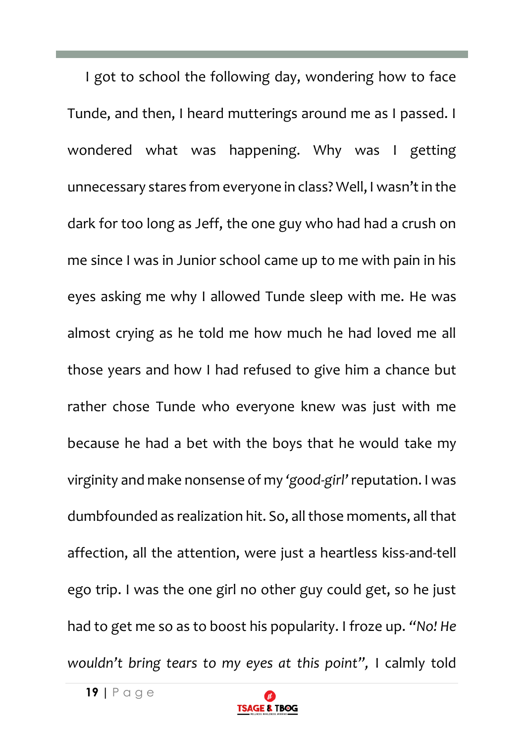I got to school the following day, wondering how to face Tunde, and then, I heard mutterings around me as I passed. I wondered what was happening. Why was I getting unnecessary stares from everyone in class? Well, I wasn't in the dark for too long as Jeff, the one guy who had had a crush on me since I was in Junior school came up to me with pain in his eyes asking me why I allowed Tunde sleep with me. He was almost crying as he told me how much he had loved me all those years and how I had refused to give him a chance but rather chose Tunde who everyone knew was just with me because he had a bet with the boys that he would take my virginity and make nonsense of my *'good-girl'* reputation. I was dumbfounded as realization hit. So, all those moments, all that affection, all the attention, were just a heartless kiss-and-tell ego trip. I was the one girl no other guy could get, so he just had to get me so as to boost his popularity. I froze up. *"No! He wouldn't bring tears to my eyes at this point"*, I calmly told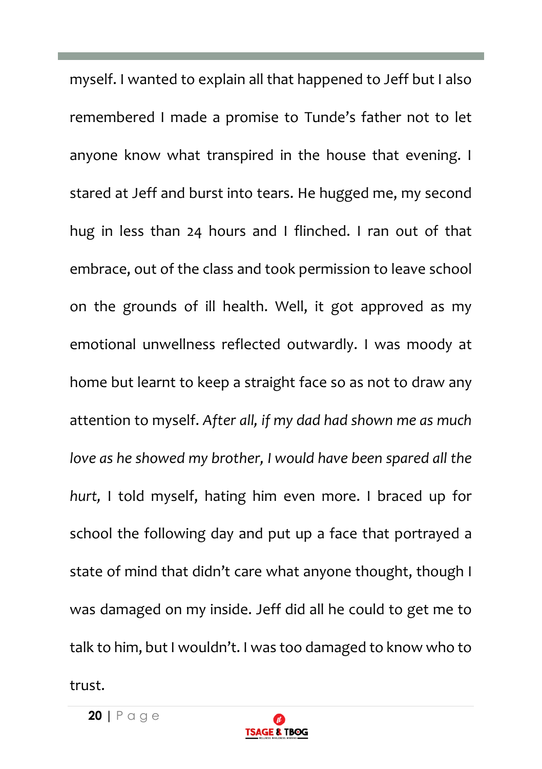myself. I wanted to explain all that happened to Jeff but I also remembered I made a promise to Tunde's father not to let anyone know what transpired in the house that evening. I stared at Jeff and burst into tears. He hugged me, my second hug in less than 24 hours and I flinched. I ran out of that embrace, out of the class and took permission to leave school on the grounds of ill health. Well, it got approved as my emotional unwellness reflected outwardly. I was moody at home but learnt to keep a straight face so as not to draw any attention to myself. *After all, if my dad had shown me as much love as he showed my brother, I would have been spared all the hurt,* I told myself, hating him even more. I braced up for school the following day and put up a face that portrayed a state of mind that didn't care what anyone thought, though I was damaged on my inside. Jeff did all he could to get me to talk to him, but I wouldn't. I was too damaged to know who to trust.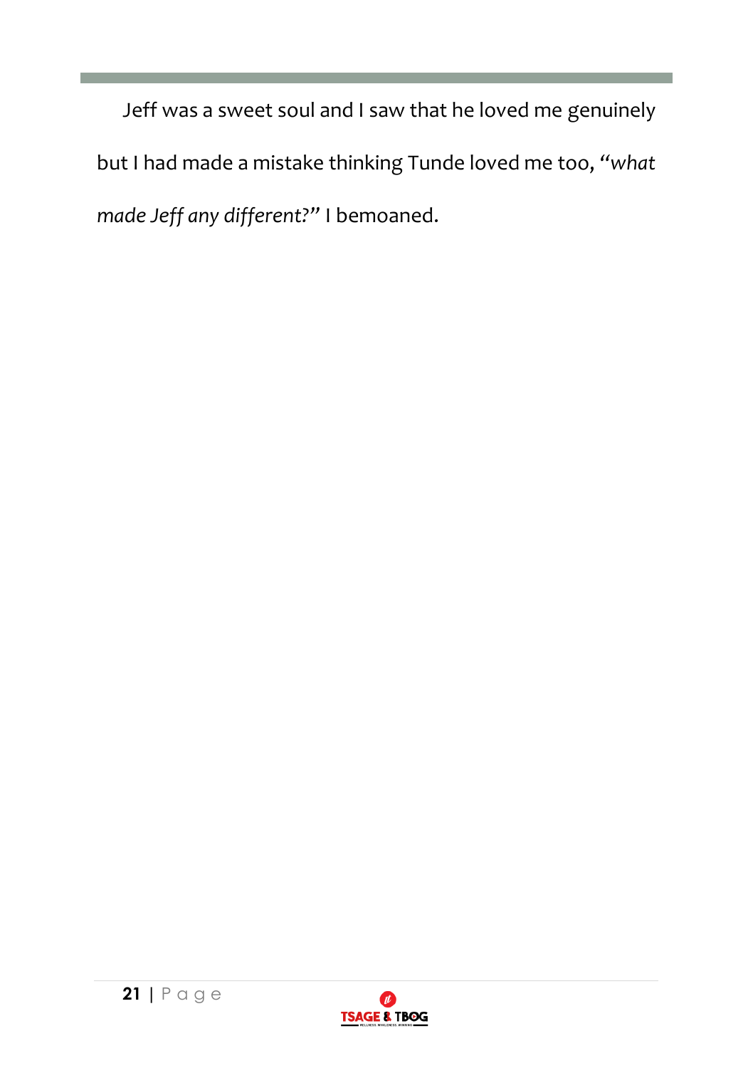Jeff was a sweet soul and I saw that he loved me genuinely but I had made a mistake thinking Tunde loved me too, "*what made Jeff any different?*" I bemoaned.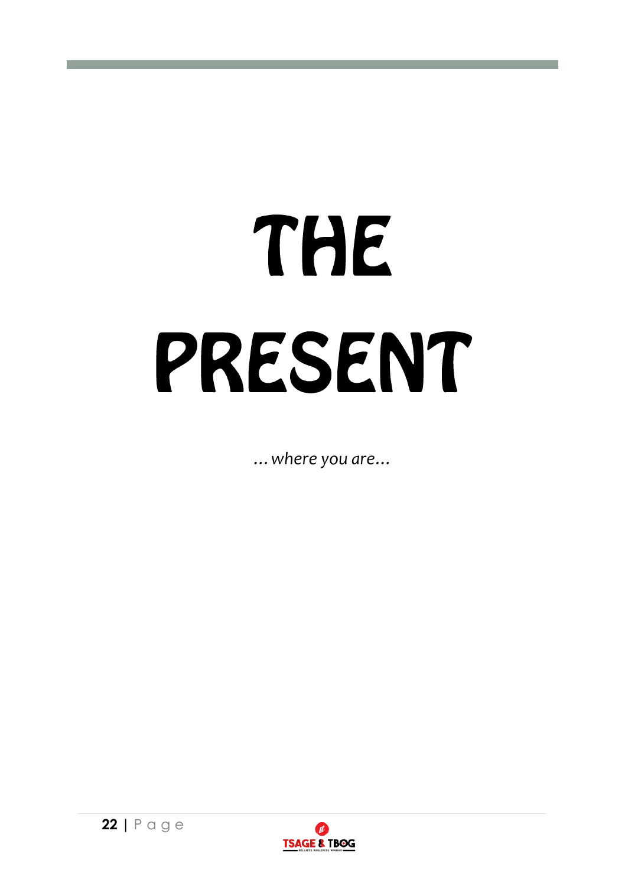# THE PRESENT

*...where you are...*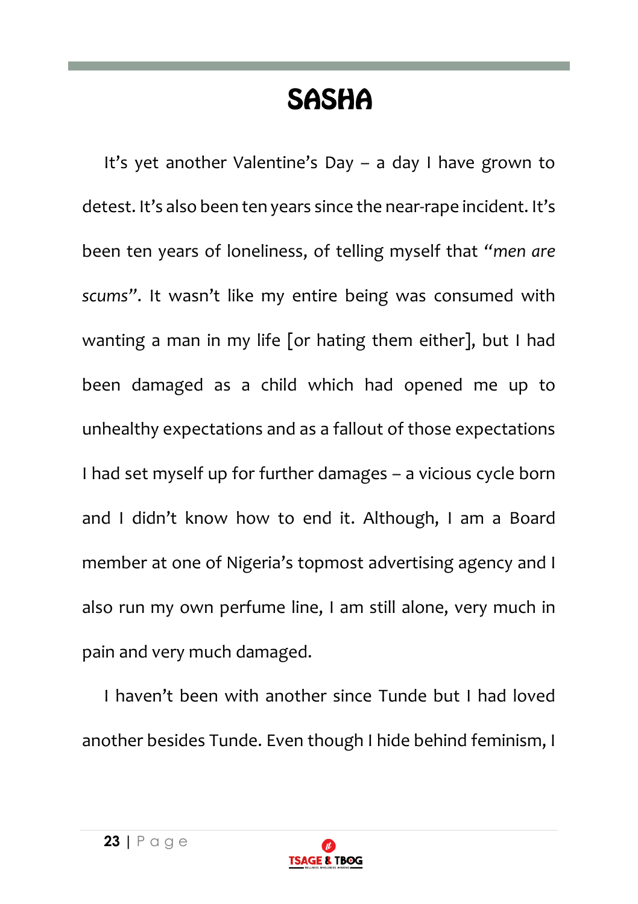# SASHA

It's yet another Valentine's Day – a day I have grown to detest. It's also been ten years since the near-rape incident. It's been ten years of loneliness, of telling myself that *"men are scums"*. It wasn't like my entire being was consumed with wanting a man in my life [or hating them either], but I had been damaged as a child which had opened me up to unhealthy expectations and as a fallout of those expectations I had set myself up for further damages – a vicious cycle born and I didn't know how to end it. Although, I am a Board member at one of Nigeria's topmost advertising agency and I also run my own perfume line, I am still alone, very much in pain and very much damaged.

I haven't been with another since Tunde but I had loved another besides Tunde. Even though I hide behind feminism, I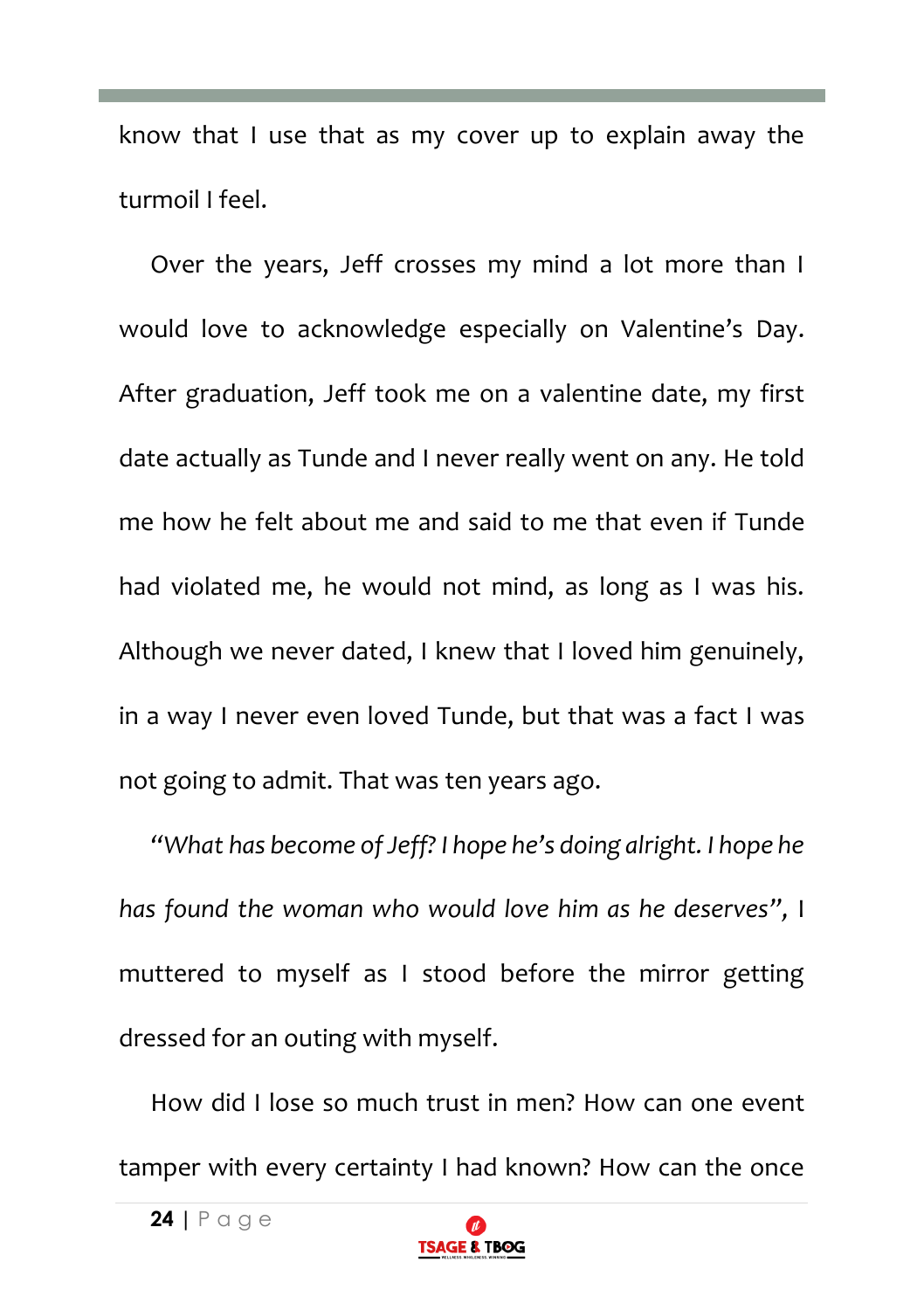know that I use that as my cover up to explain away the turmoil I feel.

Over the years, Jeff crosses my mind a lot more than I would love to acknowledge especially on Valentine's Day. After graduation, Jeff took me on a valentine date, my first date actually as Tunde and I never really went on any. He told me how he felt about me and said to me that even if Tunde had violated me, he would not mind, as long as I was his. Although we never dated, I knew that I loved him genuinely, in a way I never even loved Tunde, but that was a fact I was not going to admit. That was ten years ago.

*"What has become of Jeff? I hope he's doing alright. I hope he has found the woman who would love him as he deserves",* I muttered to myself as I stood before the mirror getting dressed for an outing with myself.

How did I lose so much trust in men? How can one event tamper with every certainty I had known? How can the once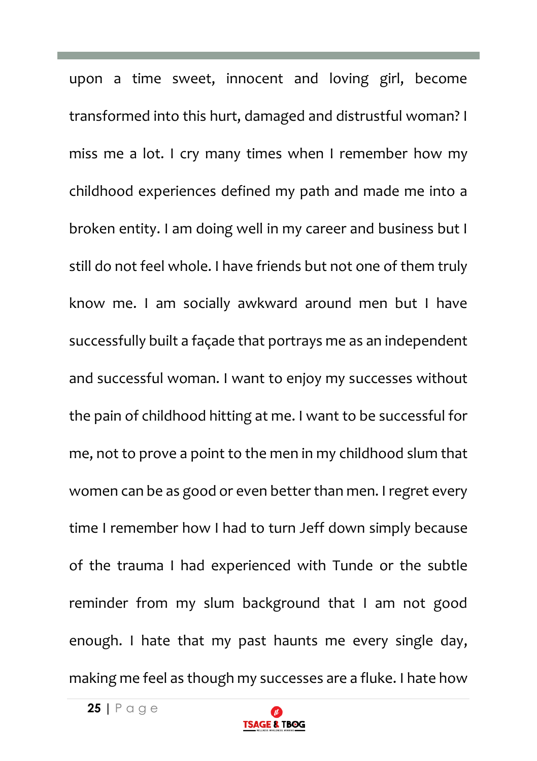upon a time sweet, innocent and loving girl, become transformed into this hurt, damaged and distrustful woman? I miss me a lot. I cry many times when I remember how my childhood experiences defined my path and made me into a broken entity. I am doing well in my career and business but I still do not feel whole. I have friends but not one of them truly know me. I am socially awkward around men but I have successfully built a façade that portrays me as an independent and successful woman. I want to enjoy my successes without the pain of childhood hitting at me. I want to be successful for me, not to prove a point to the men in my childhood slum that women can be as good or even better than men. I regret every time I remember how I had to turn Jeff down simply because of the trauma I had experienced with Tunde or the subtle reminder from my slum background that I am not good enough. I hate that my past haunts me every single day, making me feel as though my successes are a fluke. I hate how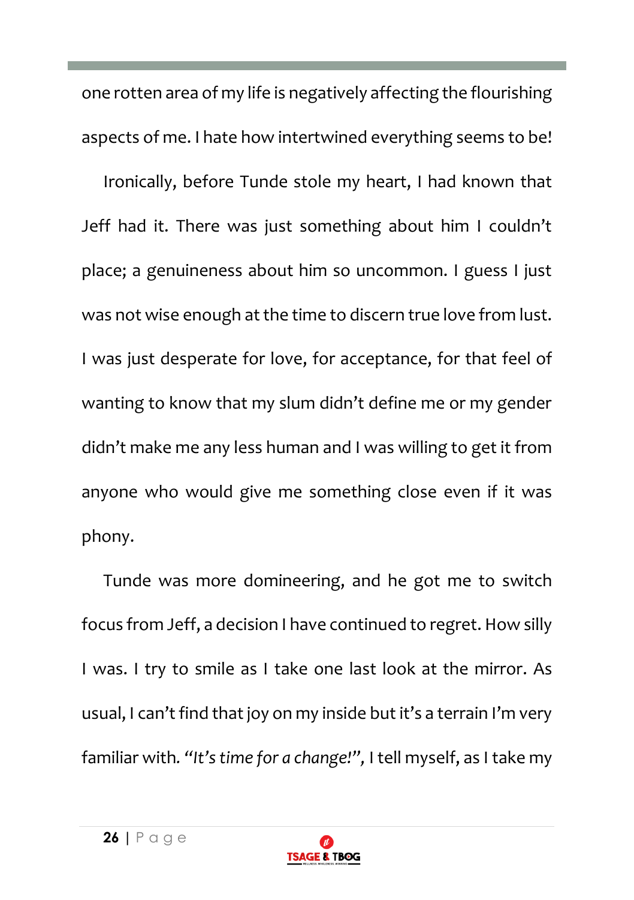one rotten area of my life is negatively affecting the flourishing aspects of me. I hate how intertwined everything seems to be!

Ironically, before Tunde stole my heart, I had known that Jeff had it. There was just something about him I couldn't place; a genuineness about him so uncommon. I guess I just was not wise enough at the time to discern true love from lust. I was just desperate for love, for acceptance, for that feel of wanting to know that my slum didn't define me or my gender didn't make me any less human and I was willing to get it from anyone who would give me something close even if it was phony.

Tunde was more domineering, and he got me to switch focus from Jeff, a decision I have continued to regret. How silly I was. I try to smile as I take one last look at the mirror. As usual, I can't find that joy on my inside but it's a terrain I'm very familiar with*. "It's time for a change!",* I tell myself, as I take my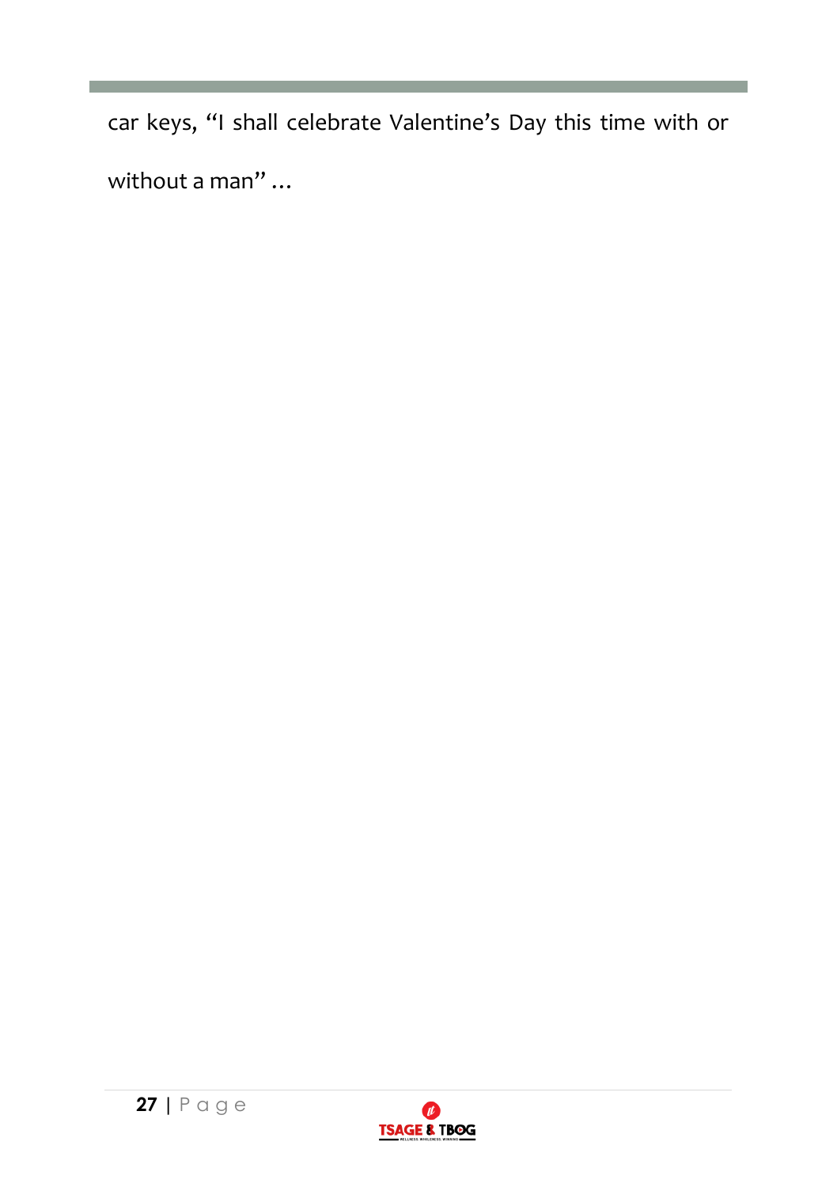car keys, “I shall celebrate Valentine’s Day this time with or without a man” …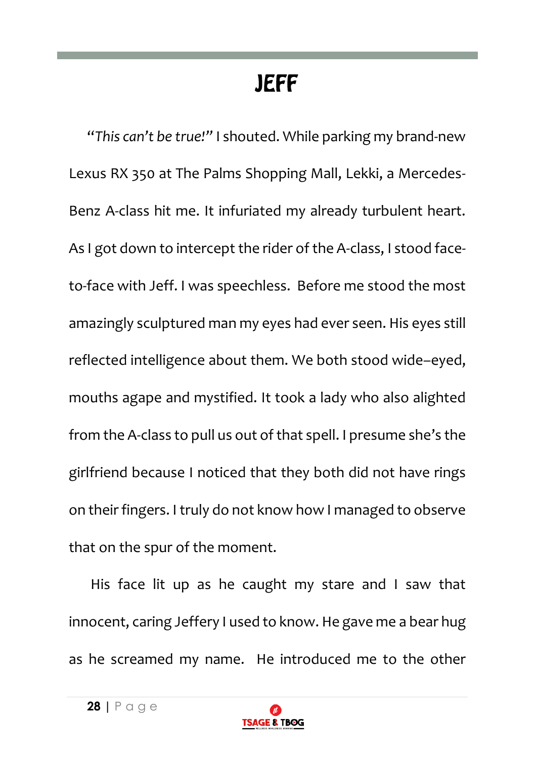# JEFF

*"This can't be true!"* I shouted. While parking my brand-new Lexus RX 350 at The Palms Shopping Mall, Lekki, a Mercedes-Benz A-class hit me. It infuriated my already turbulent heart. As I got down to intercept the rider of the A-class, I stood face-to-face with Jeff. I was speechless. Before me stood the most amazingly sculptured man my eyes had ever seen. His eyes still reflected intelligence about them. We both stood wide–eyed, mouths agape and mystified. It took a lady who also alighted from the A-class to pull us out of that spell. I presume she's the girlfriend because I noticed that they both did not have rings on their fingers. I truly do not know how I managed to observe that on the spur of the moment.

His face lit up as he caught my stare and I saw that innocent, caring Jeffery I used to know. He gave me a bear hug as he screamed my name. He introduced me to the other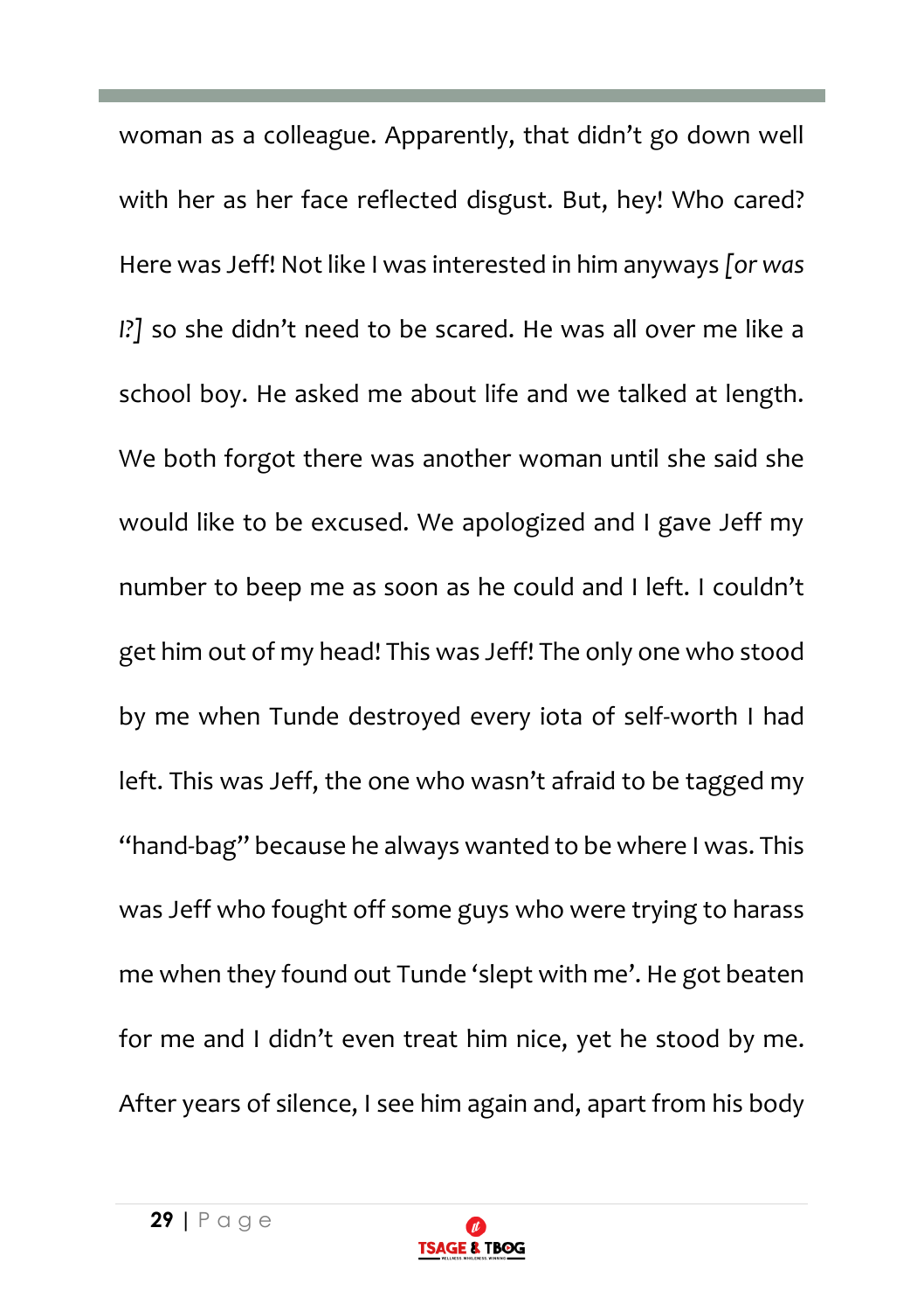woman as a colleague. Apparently, that didn't go down well with her as her face reflected disgust. But, hey! Who cared? Here was Jeff! Not like I was interested in him anyways *[or was I?]* so she didn't need to be scared. He was all over me like a school boy. He asked me about life and we talked at length. We both forgot there was another woman until she said she would like to be excused. We apologized and I gave Jeff my number to beep me as soon as he could and I left. I couldn't get him out of my head! This was Jeff! The only one who stood by me when Tunde destroyed every iota of self-worth I had left. This was Jeff, the one who wasn't afraid to be tagged my "hand-bag" because he always wanted to be where I was. This was Jeff who fought off some guys who were trying to harass me when they found out Tunde 'slept with me'. He got beaten for me and I didn't even treat him nice, yet he stood by me. After years of silence, I see him again and, apart from his body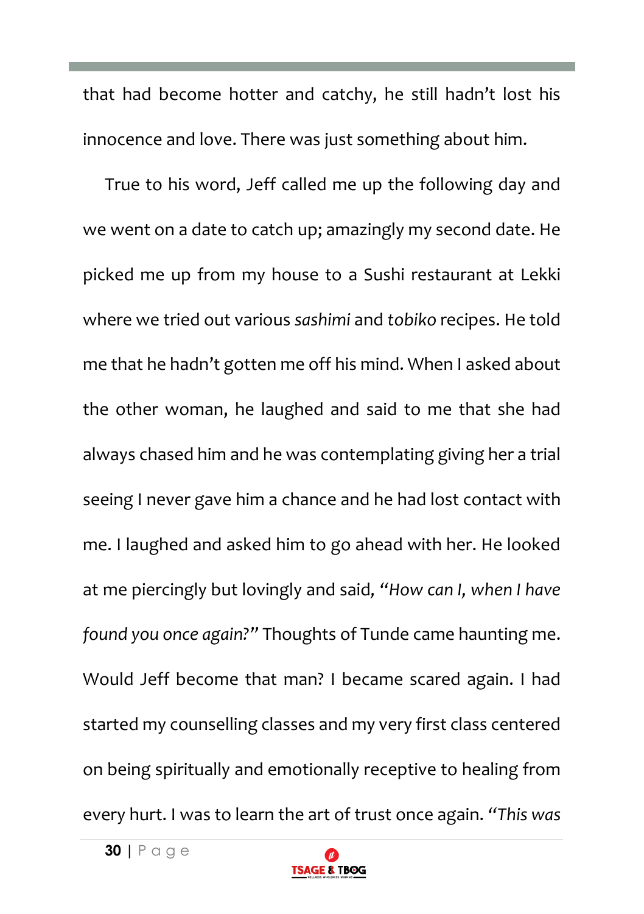that had become hotter and catchy, he still hadn't lost his innocence and love. There was just something about him.

True to his word, Jeff called me up the following day and we went on a date to catch up; amazingly my second date. He picked me up from my house to a Sushi restaurant at Lekki where we tried out various *sashimi* and *tobiko* recipes. He told me that he hadn't gotten me off his mind. When I asked about the other woman, he laughed and said to me that she had always chased him and he was contemplating giving her a trial seeing I never gave him a chance and he had lost contact with me. I laughed and asked him to go ahead with her. He looked at me piercingly but lovingly and said, *"How can I, when I have found you once again?"* Thoughts of Tunde came haunting me. Would Jeff become that man? I became scared again. I had started my counselling classes and my very first class centered on being spiritually and emotionally receptive to healing from every hurt. I was to learn the art of trust once again. *"This was*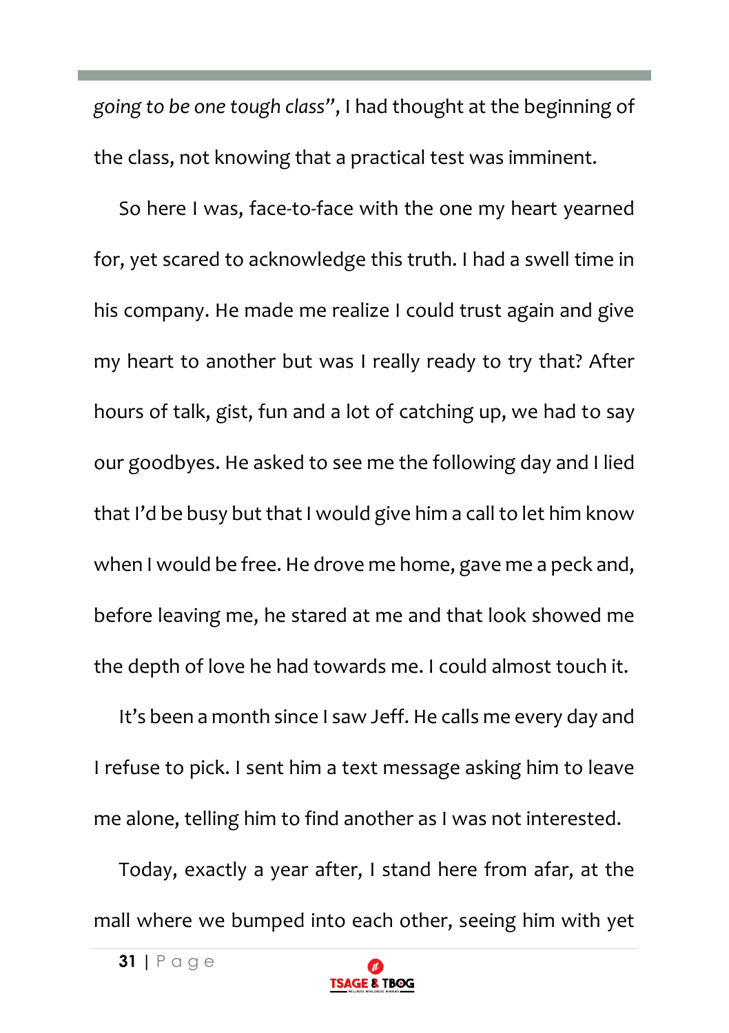*going to be one tough class*", I had thought at the beginning of the class, not knowing that a practical test was imminent.

So here I was, face-to-face with the one my heart yearned for, yet scared to acknowledge this truth. I had a swell time in his company. He made me realize I could trust again and give my heart to another but was I really ready to try that? After hours of talk, gist, fun and a lot of catching up, we had to say our goodbyes. He asked to see me the following day and I lied that I'd be busy but that I would give him a call to let him know when I would be free. He drove me home, gave me a peck and, before leaving me, he stared at me and that look showed me the depth of love he had towards me. I could almost touch it.

It's been a month since I saw Jeff. He calls me every day and I refuse to pick. I sent him a text message asking him to leave me alone, telling him to find another as I was not interested.

Today, exactly a year after, I stand here from afar, at the mall where we bumped into each other, seeing him with yet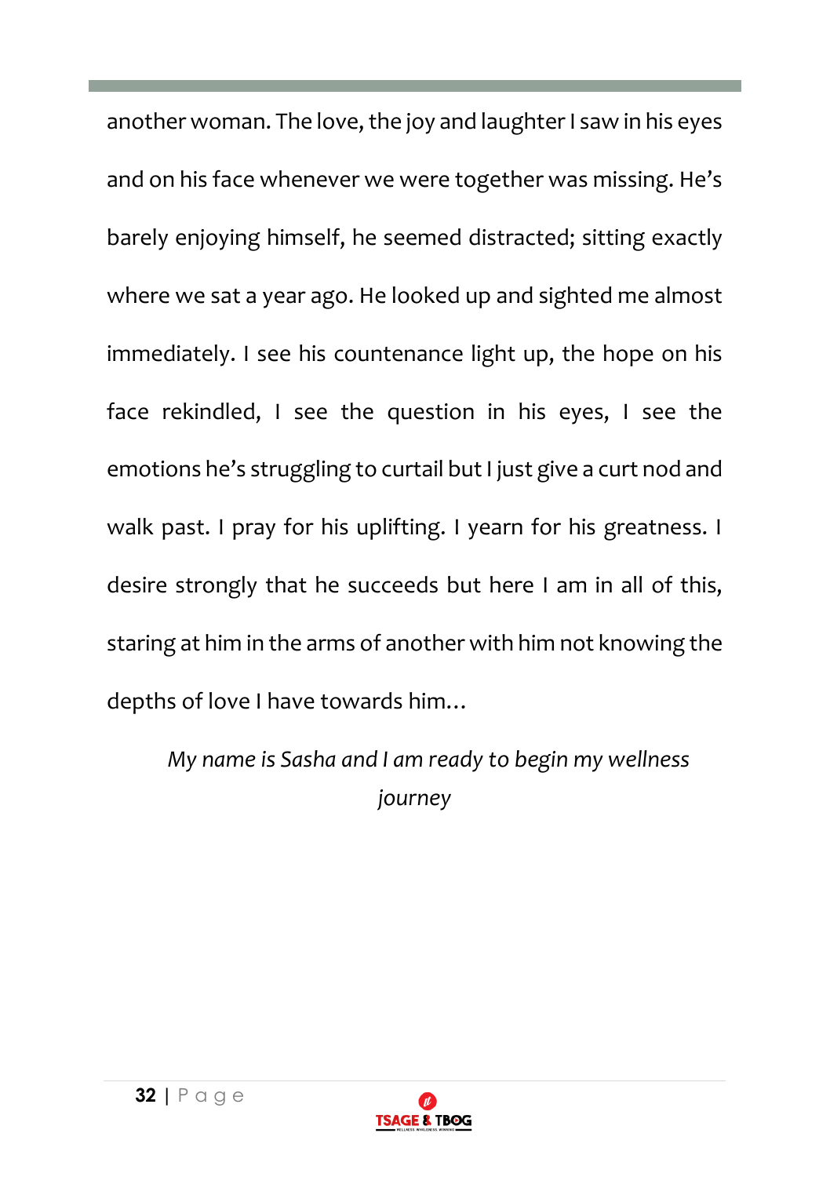another woman. The love, the joy and laughter I saw in his eyes and on his face whenever we were together was missing. He's barely enjoying himself, he seemed distracted; sitting exactly where we sat a year ago. He looked up and sighted me almost immediately. I see his countenance light up, the hope on his face rekindled, I see the question in his eyes, I see the emotions he's struggling to curtail but I just give a curt nod and walk past. I pray for his uplifting. I yearn for his greatness. I desire strongly that he succeeds but here I am in all of this, staring at him in the arms of another with him not knowing the depths of love I have towards him…

*My name is Sasha and I am ready to begin my wellness journey*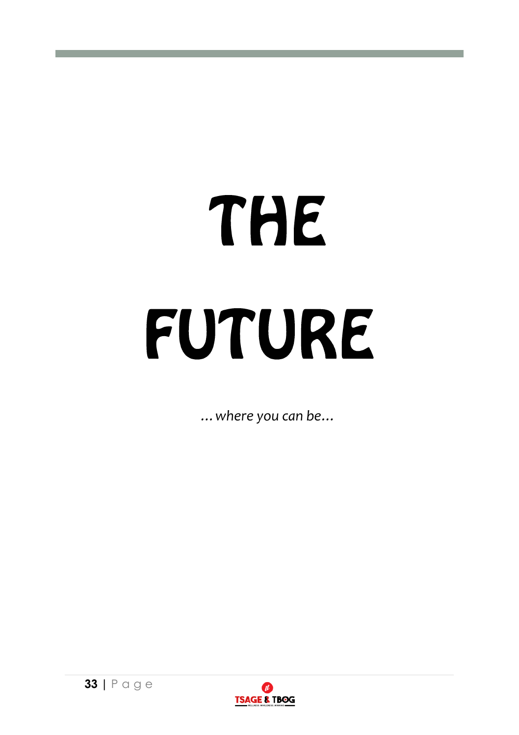# THE FUTURE

*…where you can be…*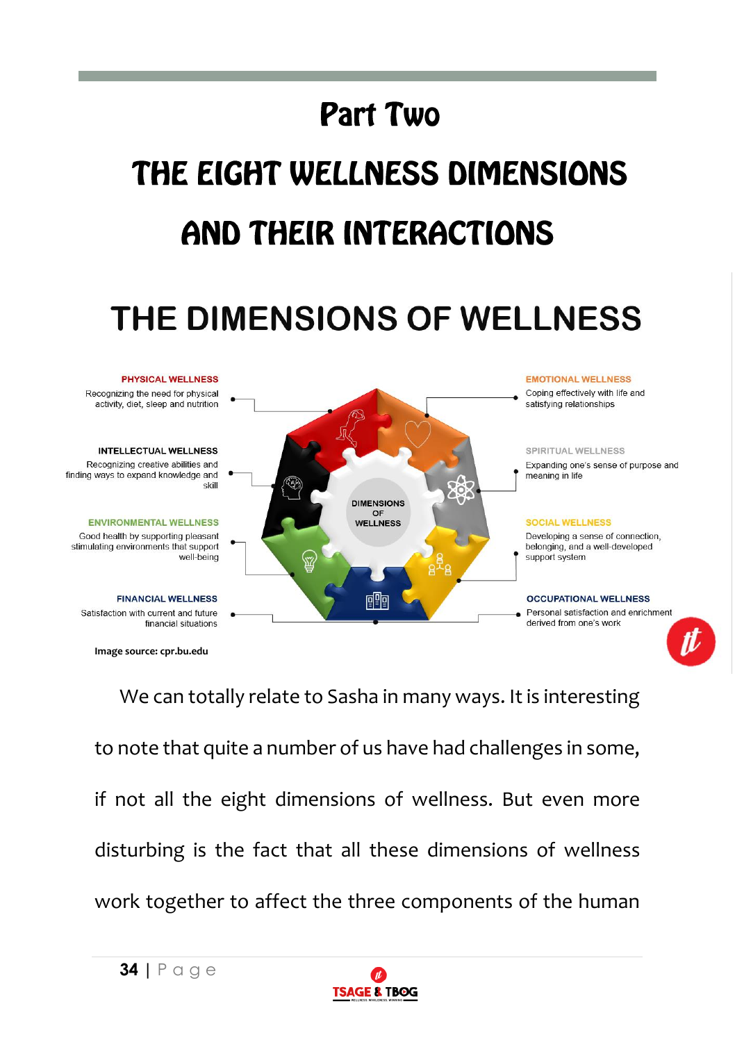# Part Two

# THE EIGHT WELLNESS DIMENSIONS AND THEIR INTERACTIONS

## THE DIMENSIONS OF WELLNESS

**PHYSICAL WELLNESS**
Recognizing the need for physical activity, diet, sleep and nutrition

**INTELLECTUAL WELLNESS**
Recognizing creative abilities and finding ways to expand knowledge and skill

**ENVIRONMENTAL WELLNESS**
Good health by supporting pleasant stimulating environments that support well-being

**FINANCIAL WELLNESS**
Satisfaction with current and future financial situations

**EMOTIONAL WELLNESS**
Coping effectively with life and satisfying relationships

**SPIRITUAL WELLNESS**
Expanding one's sense of purpose and meaning in life

**SOCIAL WELLNESS**
Developing a sense of connection, belonging, and a well-developed support system

**OCCUPATIONAL WELLNESS**
Personal satisfaction and enrichment derived from one's work

DIMENSIONS OF WELLNESS

**Image source: cpr.bu.edu**

We can totally relate to Sasha in many ways. It is interesting to note that quite a number of us have had challenges in some, if not all the eight dimensions of wellness. But even more disturbing is the fact that all these dimensions of wellness work together to affect the three components of the human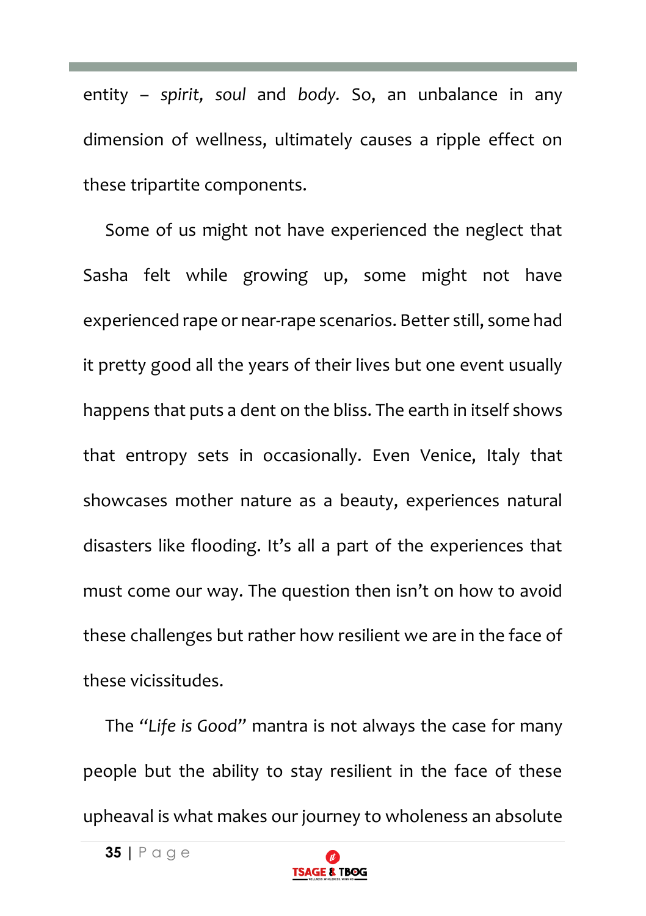entity – *spirit, soul* and *body.* So, an unbalance in any dimension of wellness, ultimately causes a ripple effect on these tripartite components.

Some of us might not have experienced the neglect that Sasha felt while growing up, some might not have experienced rape or near-rape scenarios. Better still, some had it pretty good all the years of their lives but one event usually happens that puts a dent on the bliss. The earth in itself shows that entropy sets in occasionally. Even Venice, Italy that showcases mother nature as a beauty, experiences natural disasters like flooding. It's all a part of the experiences that must come our way. The question then isn't on how to avoid these challenges but rather how resilient we are in the face of these vicissitudes.

The *"Life is Good"* mantra is not always the case for many people but the ability to stay resilient in the face of these upheaval is what makes our journey to wholeness an absolute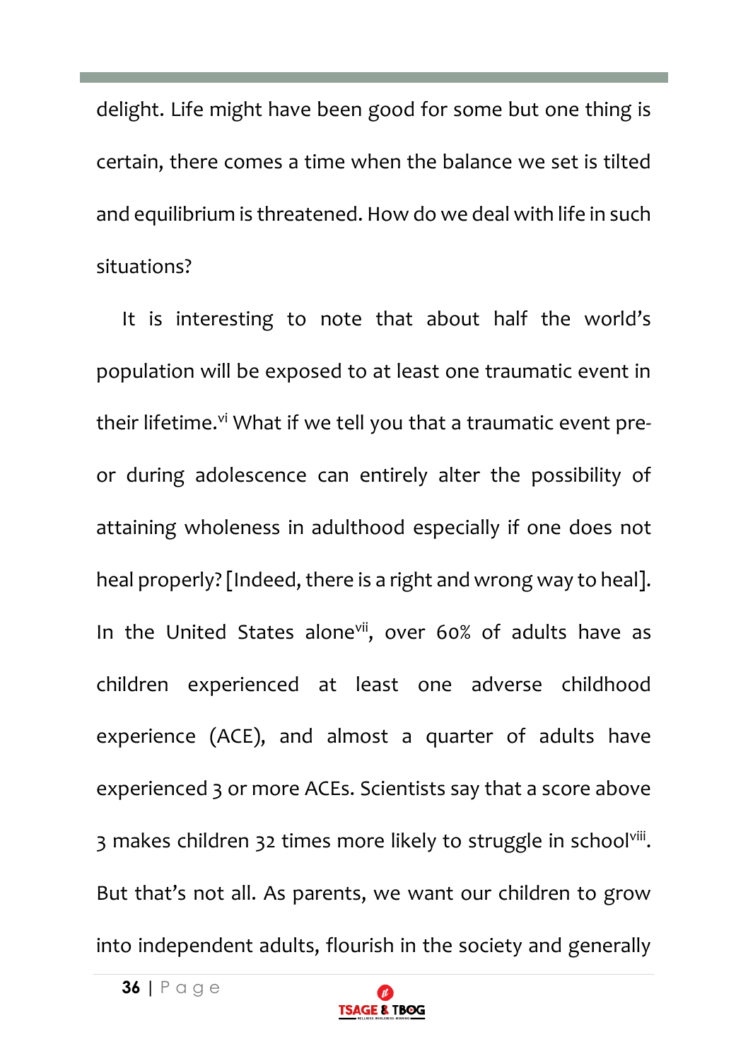delight. Life might have been good for some but one thing is certain, there comes a time when the balance we set is tilted and equilibrium is threatened. How do we deal with life in such situations?

It is interesting to note that about half the world's population will be exposed to at least one traumatic event in their lifetime.[vi] What if we tell you that a traumatic event pre- or during adolescence can entirely alter the possibility of attaining wholeness in adulthood especially if one does not heal properly? [Indeed, there is a right and wrong way to heal]. In the United States alone[vii], over 60% of adults have as children experienced at least one adverse childhood experience (ACE), and almost a quarter of adults have experienced 3 or more ACEs. Scientists say that a score above 3 makes children 32 times more likely to struggle in school[viii]. But that's not all. As parents, we want our children to grow into independent adults, flourish in the society and generally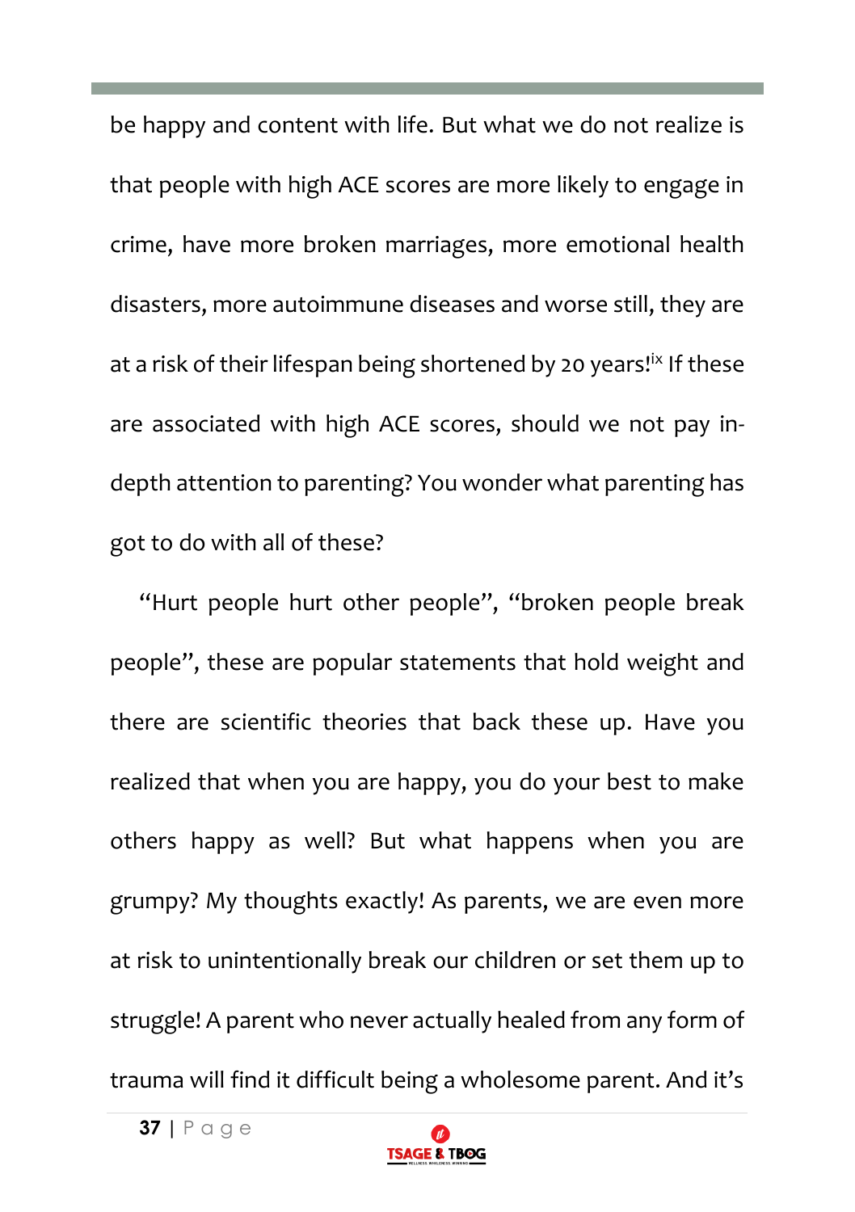be happy and content with life. But what we do not realize is that people with high ACE scores are more likely to engage in crime, have more broken marriages, more emotional health disasters, more autoimmune diseases and worse still, they are at a risk of their lifespan being shortened by 20 years![ix] If these are associated with high ACE scores, should we not pay in-depth attention to parenting? You wonder what parenting has got to do with all of these?

"Hurt people hurt other people", "broken people break people", these are popular statements that hold weight and there are scientific theories that back these up. Have you realized that when you are happy, you do your best to make others happy as well? But what happens when you are grumpy? My thoughts exactly! As parents, we are even more at risk to unintentionally break our children or set them up to struggle! A parent who never actually healed from any form of trauma will find it difficult being a wholesome parent. And it's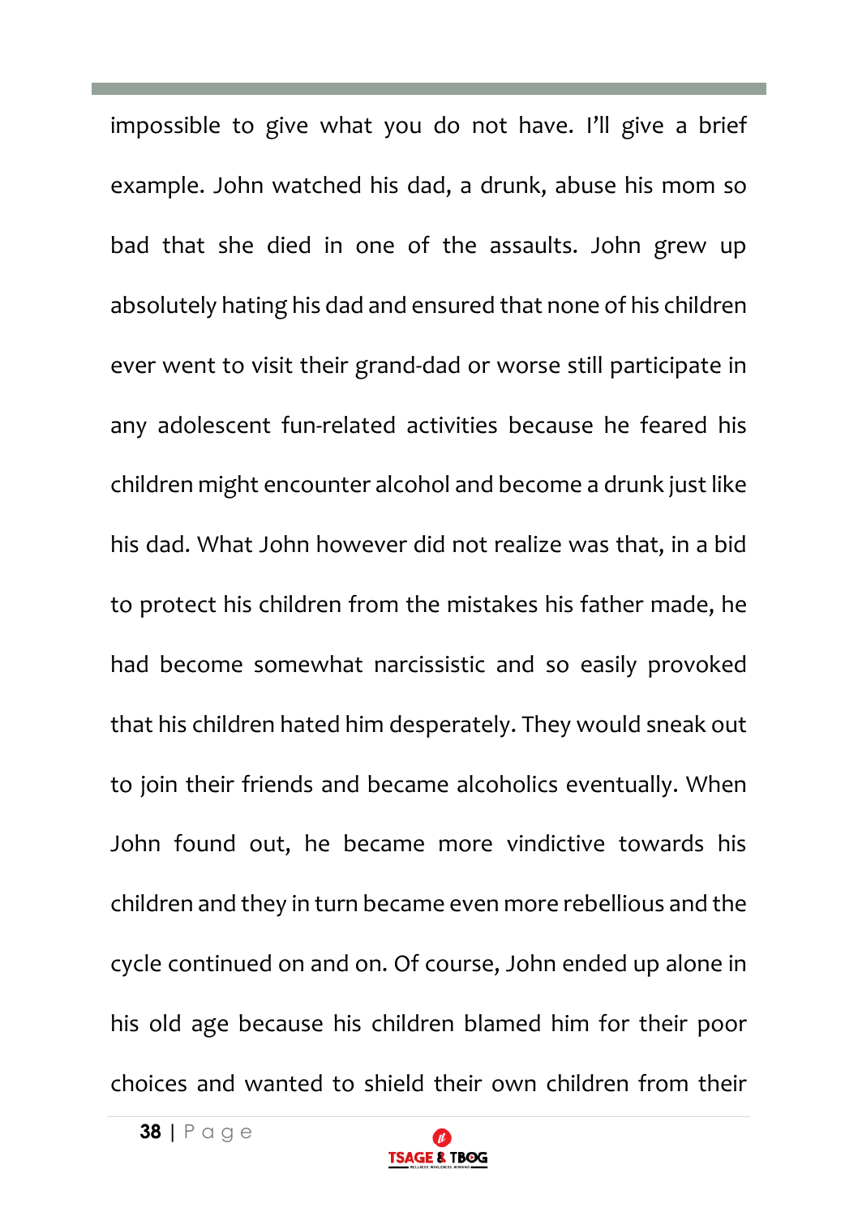impossible to give what you do not have. I'll give a brief example. John watched his dad, a drunk, abuse his mom so bad that she died in one of the assaults. John grew up absolutely hating his dad and ensured that none of his children ever went to visit their grand-dad or worse still participate in any adolescent fun-related activities because he feared his children might encounter alcohol and become a drunk just like his dad. What John however did not realize was that, in a bid to protect his children from the mistakes his father made, he had become somewhat narcissistic and so easily provoked that his children hated him desperately. They would sneak out to join their friends and became alcoholics eventually. When John found out, he became more vindictive towards his children and they in turn became even more rebellious and the cycle continued on and on. Of course, John ended up alone in his old age because his children blamed him for their poor choices and wanted to shield their own children from their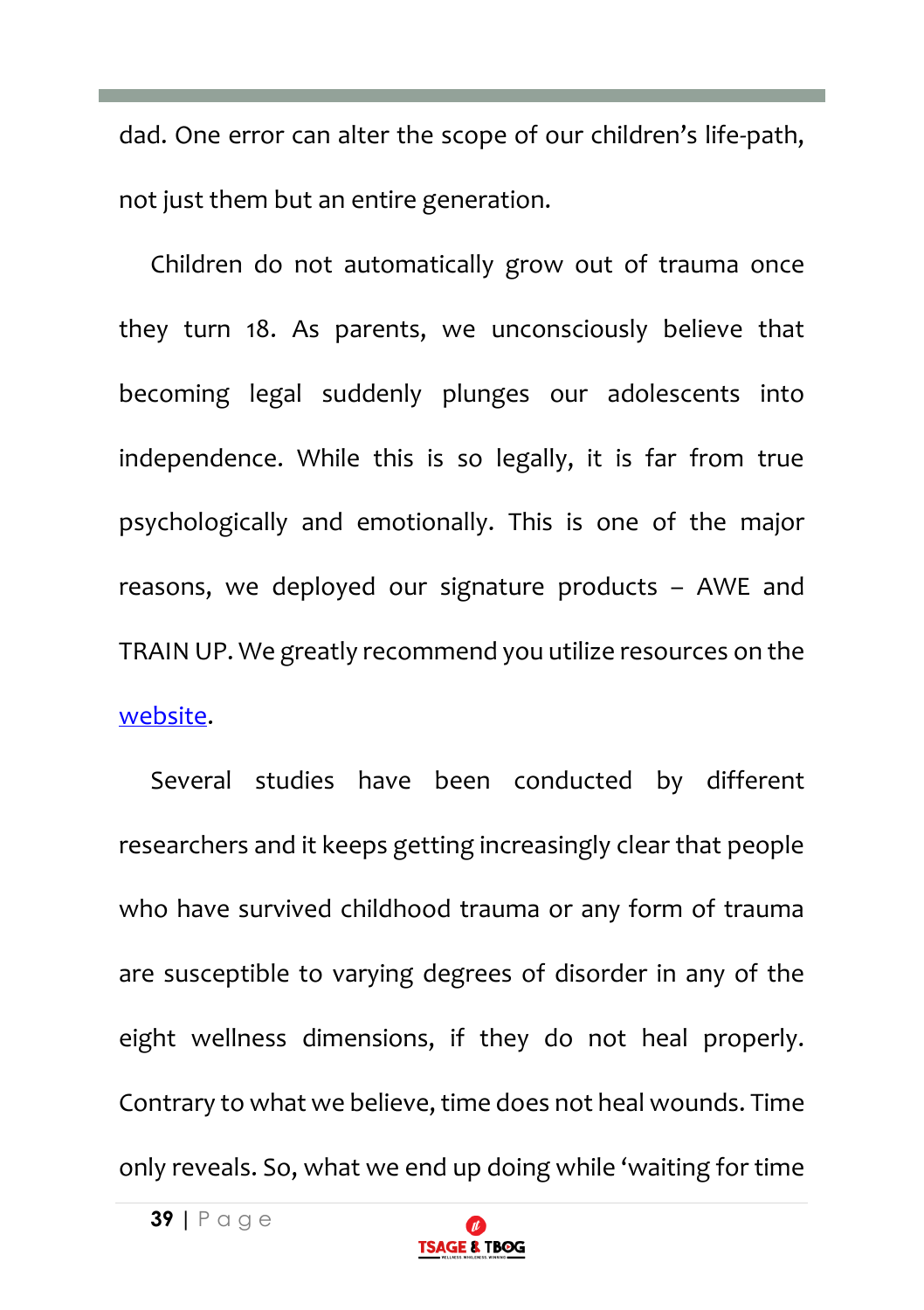dad. One error can alter the scope of our children's life-path, not just them but an entire generation.

Children do not automatically grow out of trauma once they turn 18. As parents, we unconsciously believe that becoming legal suddenly plunges our adolescents into independence. While this is so legally, it is far from true psychologically and emotionally. This is one of the major reasons, we deployed our signature products – AWE and TRAIN UP. We greatly recommend you utilize resources on the website.

Several studies have been conducted by different researchers and it keeps getting increasingly clear that people who have survived childhood trauma or any form of trauma are susceptible to varying degrees of disorder in any of the eight wellness dimensions, if they do not heal properly. Contrary to what we believe, time does not heal wounds. Time only reveals. So, what we end up doing while 'waiting for time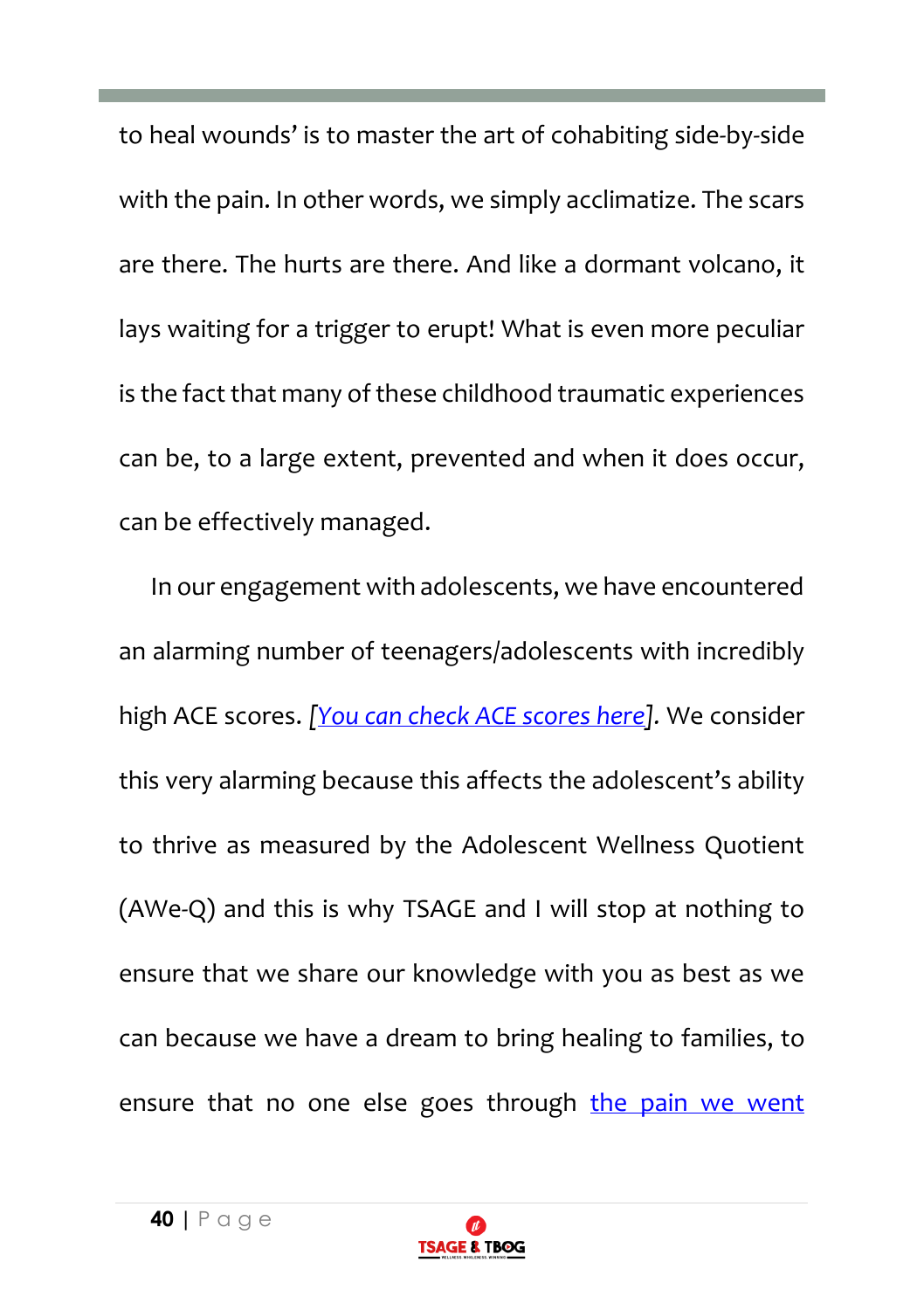to heal wounds' is to master the art of cohabiting side-by-side with the pain. In other words, we simply acclimatize. The scars are there. The hurts are there. And like a dormant volcano, it lays waiting for a trigger to erupt! What is even more peculiar is the fact that many of these childhood traumatic experiences can be, to a large extent, prevented and when it does occur, can be effectively managed.

In our engagement with adolescents, we have encountered an alarming number of teenagers/adolescents with incredibly high ACE scores. *[You can check ACE scores here].* We consider this very alarming because this affects the adolescent's ability to thrive as measured by the Adolescent Wellness Quotient (AWe-Q) and this is why TSAGE and I will stop at nothing to ensure that we share our knowledge with you as best as we can because we have a dream to bring healing to families, to ensure that no one else goes through the pain we went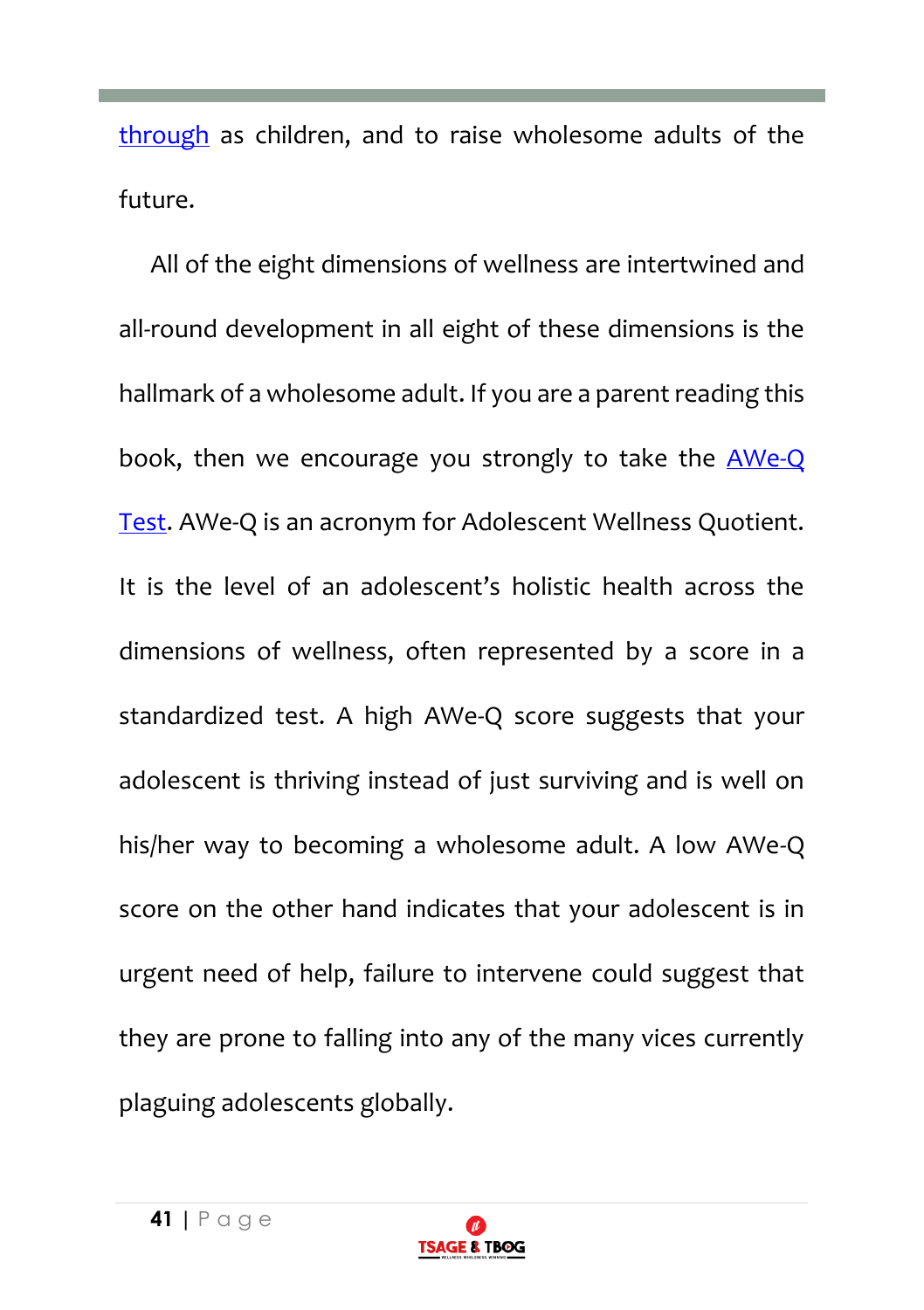through as children, and to raise wholesome adults of the future.

All of the eight dimensions of wellness are intertwined and all-round development in all eight of these dimensions is the hallmark of a wholesome adult. If you are a parent reading this book, then we encourage you strongly to take the AWe-Q Test. AWe-Q is an acronym for Adolescent Wellness Quotient. It is the level of an adolescent's holistic health across the dimensions of wellness, often represented by a score in a standardized test. A high AWe-Q score suggests that your adolescent is thriving instead of just surviving and is well on his/her way to becoming a wholesome adult. A low AWe-Q score on the other hand indicates that your adolescent is in urgent need of help, failure to intervene could suggest that they are prone to falling into any of the many vices currently plaguing adolescents globally.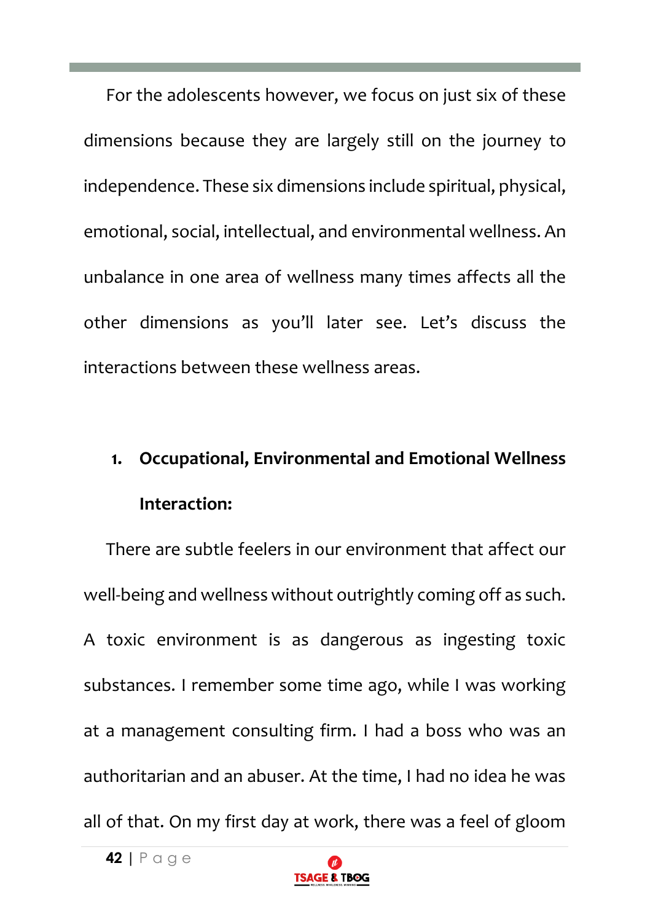For the adolescents however, we focus on just six of these dimensions because they are largely still on the journey to independence. These six dimensions include spiritual, physical, emotional, social, intellectual, and environmental wellness. An unbalance in one area of wellness many times affects all the other dimensions as you'll later see. Let's discuss the interactions between these wellness areas.

1. **Occupational, Environmental and Emotional Wellness Interaction:**

There are subtle feelers in our environment that affect our well-being and wellness without outrightly coming off as such. A toxic environment is as dangerous as ingesting toxic substances. I remember some time ago, while I was working at a management consulting firm. I had a boss who was an authoritarian and an abuser. At the time, I had no idea he was all of that. On my first day at work, there was a feel of gloom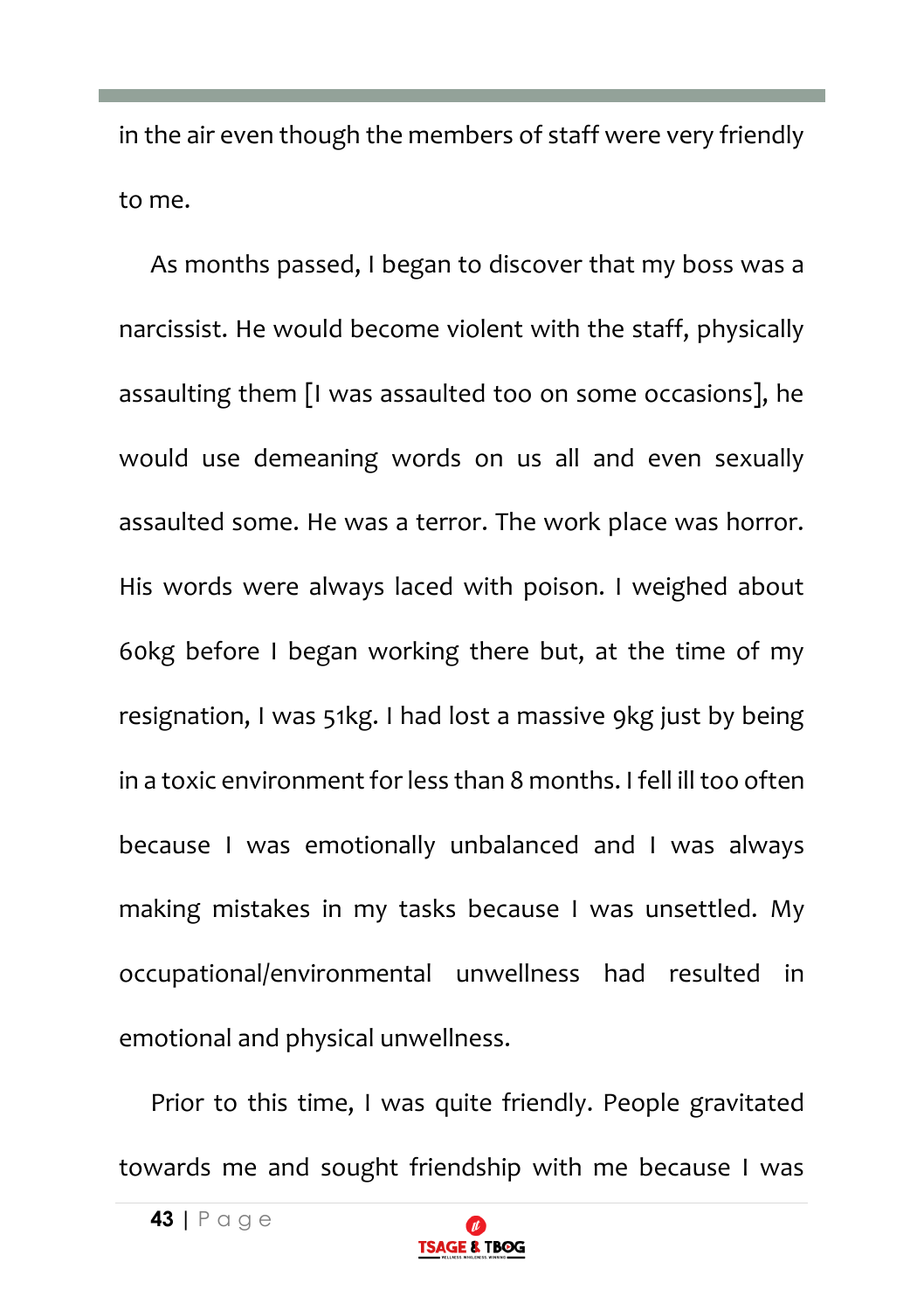in the air even though the members of staff were very friendly to me.

As months passed, I began to discover that my boss was a narcissist. He would become violent with the staff, physically assaulting them [I was assaulted too on some occasions], he would use demeaning words on us all and even sexually assaulted some. He was a terror. The work place was horror. His words were always laced with poison. I weighed about 60kg before I began working there but, at the time of my resignation, I was 51kg. I had lost a massive 9kg just by being in a toxic environment for less than 8 months. I fell ill too often because I was emotionally unbalanced and I was always making mistakes in my tasks because I was unsettled. My occupational/environmental unwellness had resulted in emotional and physical unwellness.

Prior to this time, I was quite friendly. People gravitated towards me and sought friendship with me because I was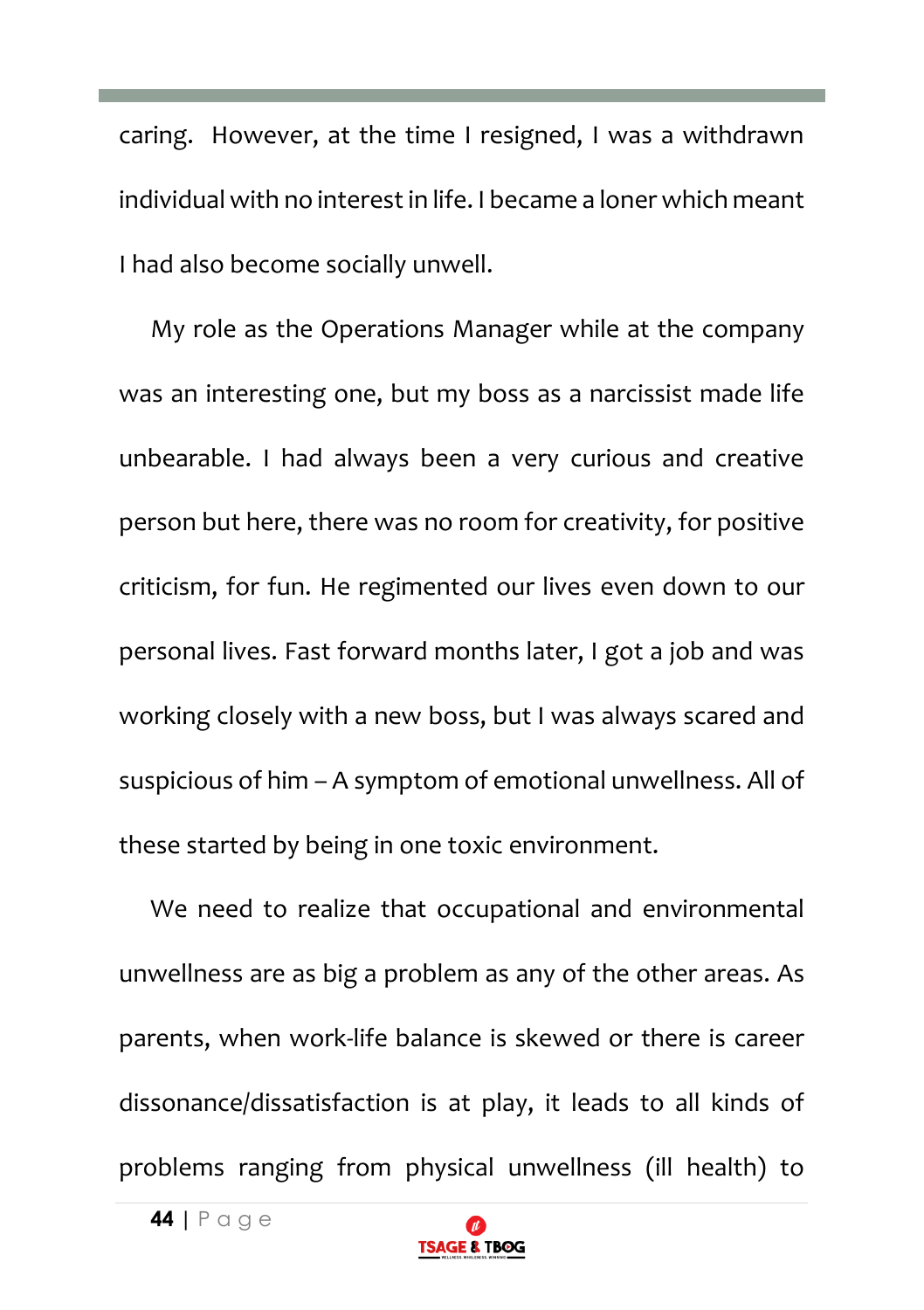caring. However, at the time I resigned, I was a withdrawn individual with no interest in life. I became a loner which meant I had also become socially unwell.

My role as the Operations Manager while at the company was an interesting one, but my boss as a narcissist made life unbearable. I had always been a very curious and creative person but here, there was no room for creativity, for positive criticism, for fun. He regimented our lives even down to our personal lives. Fast forward months later, I got a job and was working closely with a new boss, but I was always scared and suspicious of him – A symptom of emotional unwellness. All of these started by being in one toxic environment.

We need to realize that occupational and environmental unwellness are as big a problem as any of the other areas. As parents, when work-life balance is skewed or there is career dissonance/dissatisfaction is at play, it leads to all kinds of problems ranging from physical unwellness (ill health) to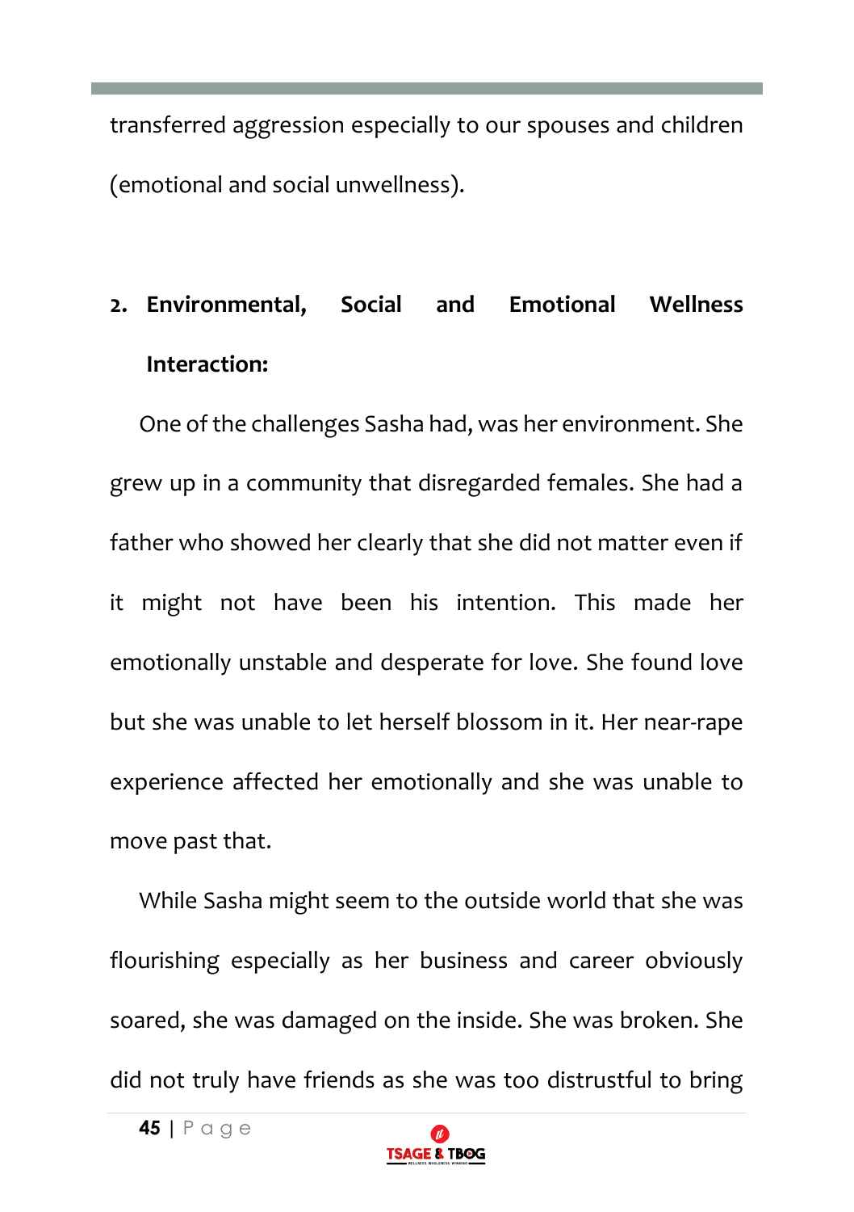transferred aggression especially to our spouses and children (emotional and social unwellness).

2. **Environmental, Social and Emotional Wellness Interaction:**

One of the challenges Sasha had, was her environment. She grew up in a community that disregarded females. She had a father who showed her clearly that she did not matter even if it might not have been his intention. This made her emotionally unstable and desperate for love. She found love but she was unable to let herself blossom in it. Her near-rape experience affected her emotionally and she was unable to move past that.

While Sasha might seem to the outside world that she was flourishing especially as her business and career obviously soared, she was damaged on the inside. She was broken. She did not truly have friends as she was too distrustful to bring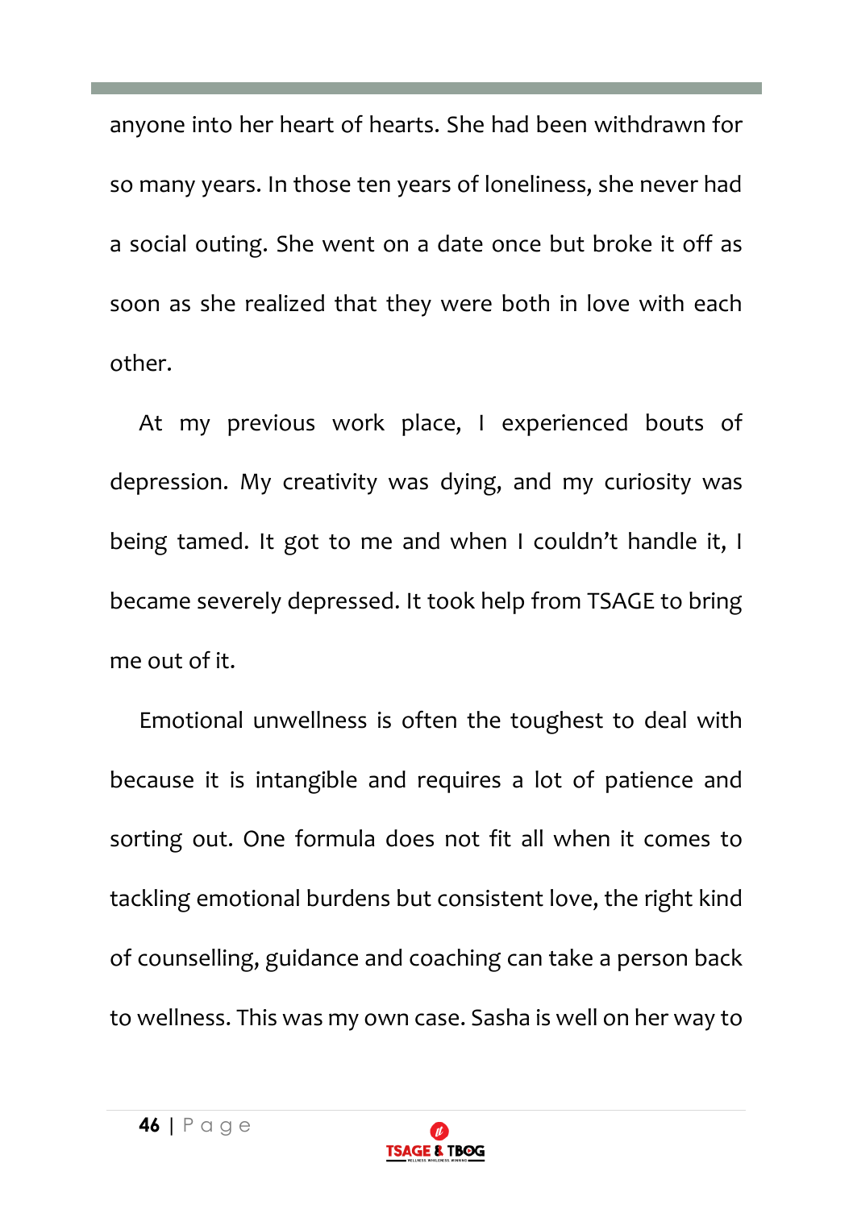anyone into her heart of hearts. She had been withdrawn for so many years. In those ten years of loneliness, she never had a social outing. She went on a date once but broke it off as soon as she realized that they were both in love with each other.

At my previous work place, I experienced bouts of depression. My creativity was dying, and my curiosity was being tamed. It got to me and when I couldn't handle it, I became severely depressed. It took help from TSAGE to bring me out of it.

Emotional unwellness is often the toughest to deal with because it is intangible and requires a lot of patience and sorting out. One formula does not fit all when it comes to tackling emotional burdens but consistent love, the right kind of counselling, guidance and coaching can take a person back to wellness. This was my own case. Sasha is well on her way to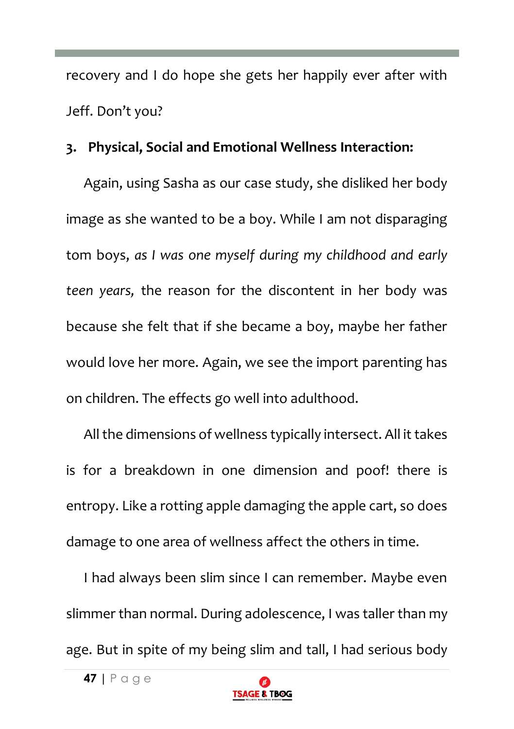recovery and I do hope she gets her happily ever after with Jeff. Don't you?

3. **Physical, Social and Emotional Wellness Interaction:**

Again, using Sasha as our case study, she disliked her body image as she wanted to be a boy. While I am not disparaging tom boys, *as I was one myself during my childhood and early teen years,* the reason for the discontent in her body was because she felt that if she became a boy, maybe her father would love her more. Again, we see the import parenting has on children. The effects go well into adulthood.

All the dimensions of wellness typically intersect. All it takes is for a breakdown in one dimension and poof! there is entropy. Like a rotting apple damaging the apple cart, so does damage to one area of wellness affect the others in time.

I had always been slim since I can remember. Maybe even slimmer than normal. During adolescence, I was taller than my age. But in spite of my being slim and tall, I had serious body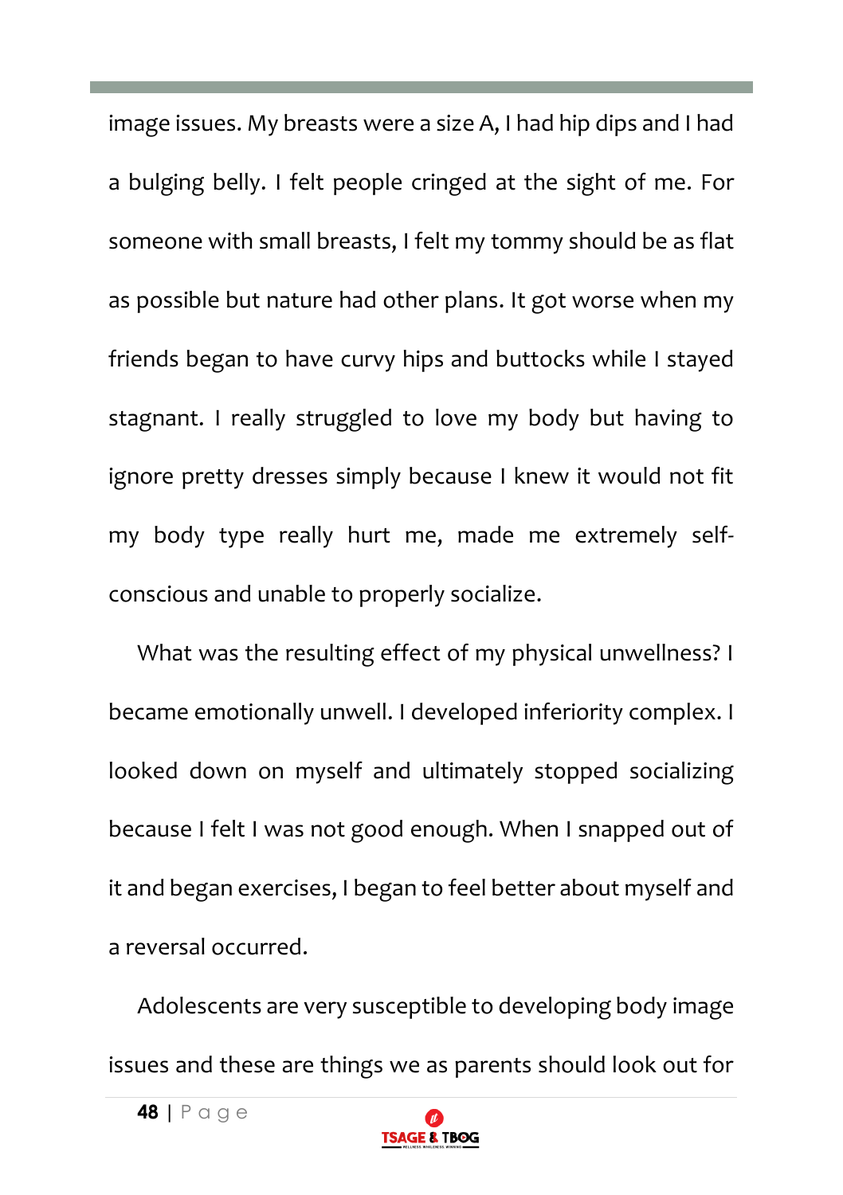image issues. My breasts were a size A, I had hip dips and I had a bulging belly. I felt people cringed at the sight of me. For someone with small breasts, I felt my tommy should be as flat as possible but nature had other plans. It got worse when my friends began to have curvy hips and buttocks while I stayed stagnant. I really struggled to love my body but having to ignore pretty dresses simply because I knew it would not fit my body type really hurt me, made me extremely self-conscious and unable to properly socialize.

What was the resulting effect of my physical unwellness? I became emotionally unwell. I developed inferiority complex. I looked down on myself and ultimately stopped socializing because I felt I was not good enough. When I snapped out of it and began exercises, I began to feel better about myself and a reversal occurred.

Adolescents are very susceptible to developing body image issues and these are things we as parents should look out for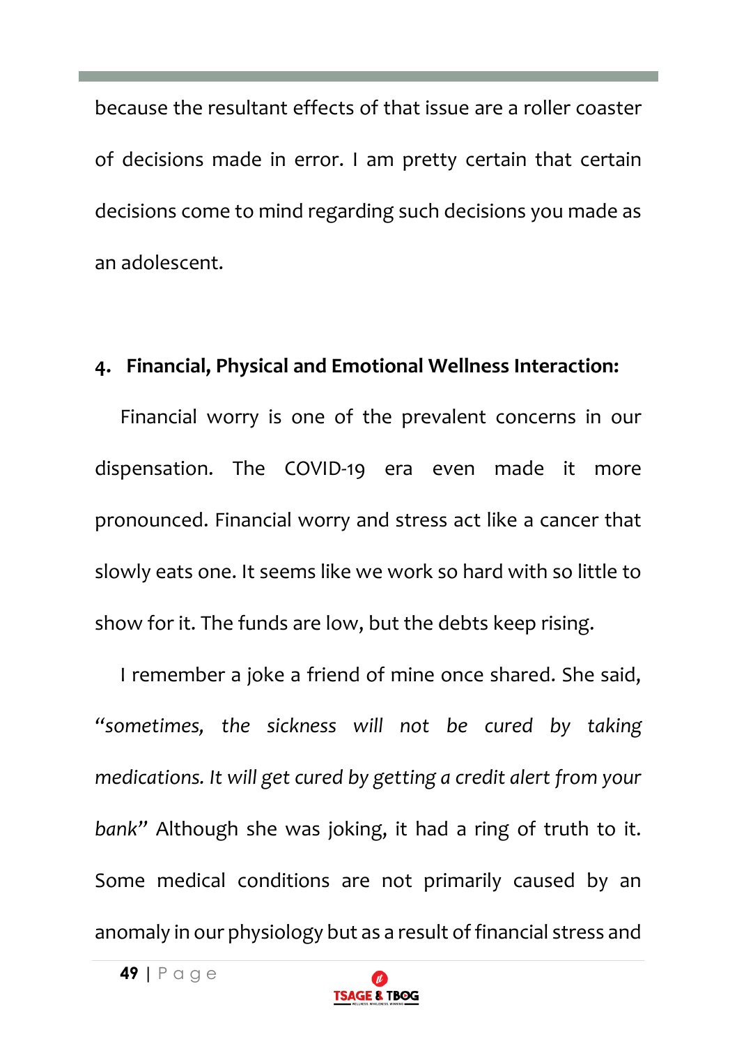because the resultant effects of that issue are a roller coaster of decisions made in error. I am pretty certain that certain decisions come to mind regarding such decisions you made as an adolescent.

4. **Financial, Physical and Emotional Wellness Interaction:**

Financial worry is one of the prevalent concerns in our dispensation. The COVID-19 era even made it more pronounced. Financial worry and stress act like a cancer that slowly eats one. It seems like we work so hard with so little to show for it. The funds are low, but the debts keep rising.

I remember a joke a friend of mine once shared. She said, *"sometimes, the sickness will not be cured by taking medications. It will get cured by getting a credit alert from your bank"* Although she was joking, it had a ring of truth to it. Some medical conditions are not primarily caused by an anomaly in our physiology but as a result of financial stress and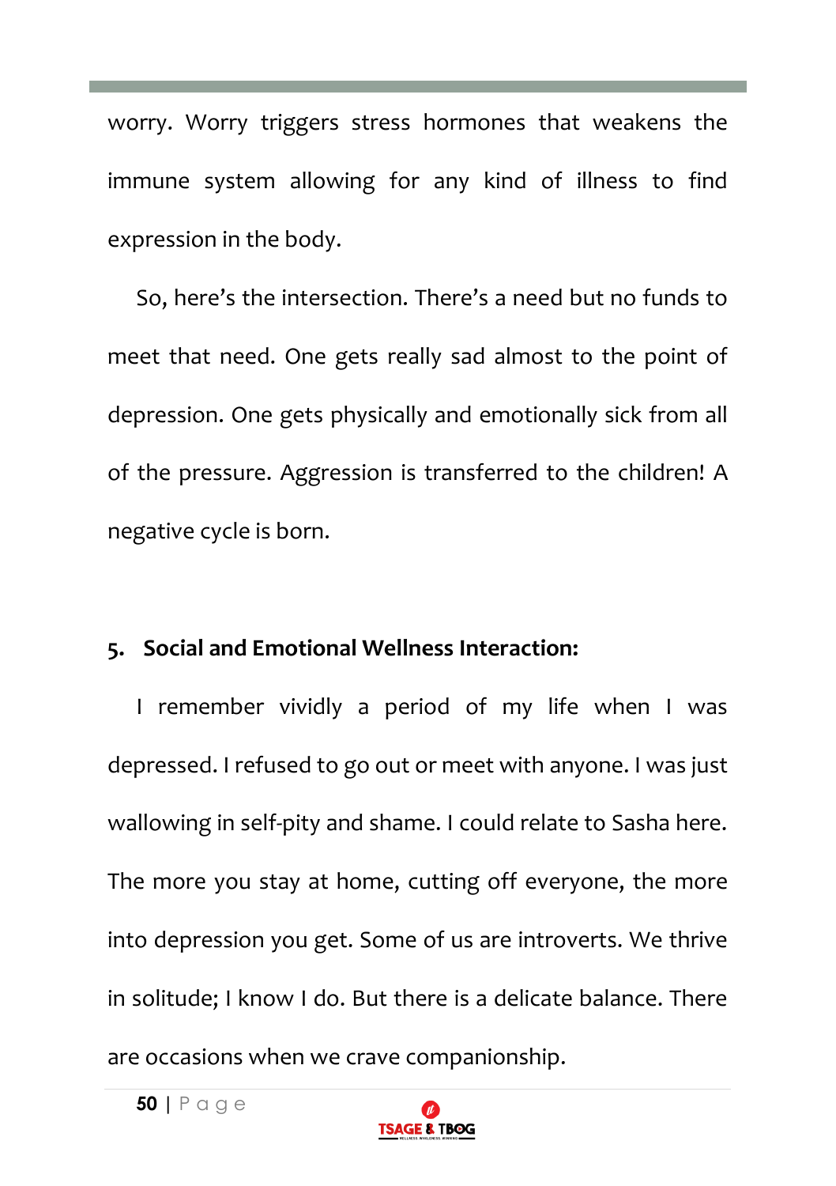worry. Worry triggers stress hormones that weakens the immune system allowing for any kind of illness to find expression in the body.

So, here's the intersection. There's a need but no funds to meet that need. One gets really sad almost to the point of depression. One gets physically and emotionally sick from all of the pressure. Aggression is transferred to the children! A negative cycle is born.

**5. Social and Emotional Wellness Interaction:**

I remember vividly a period of my life when I was depressed. I refused to go out or meet with anyone. I was just wallowing in self-pity and shame. I could relate to Sasha here. The more you stay at home, cutting off everyone, the more into depression you get. Some of us are introverts. We thrive in solitude; I know I do. But there is a delicate balance. There are occasions when we crave companionship.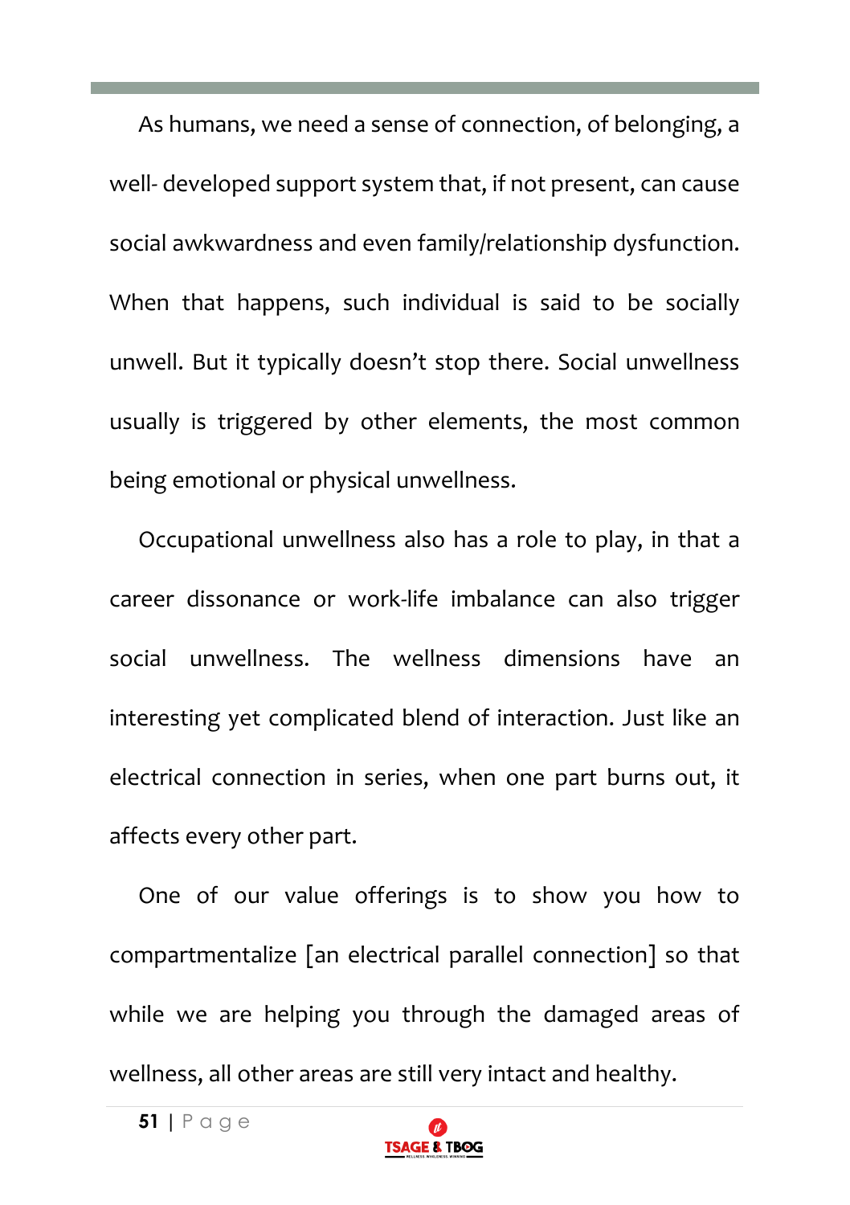As humans, we need a sense of connection, of belonging, a well- developed support system that, if not present, can cause social awkwardness and even family/relationship dysfunction. When that happens, such individual is said to be socially unwell. But it typically doesn't stop there. Social unwellness usually is triggered by other elements, the most common being emotional or physical unwellness.

Occupational unwellness also has a role to play, in that a career dissonance or work-life imbalance can also trigger social unwellness. The wellness dimensions have an interesting yet complicated blend of interaction. Just like an electrical connection in series, when one part burns out, it affects every other part.

One of our value offerings is to show you how to compartmentalize [an electrical parallel connection] so that while we are helping you through the damaged areas of wellness, all other areas are still very intact and healthy.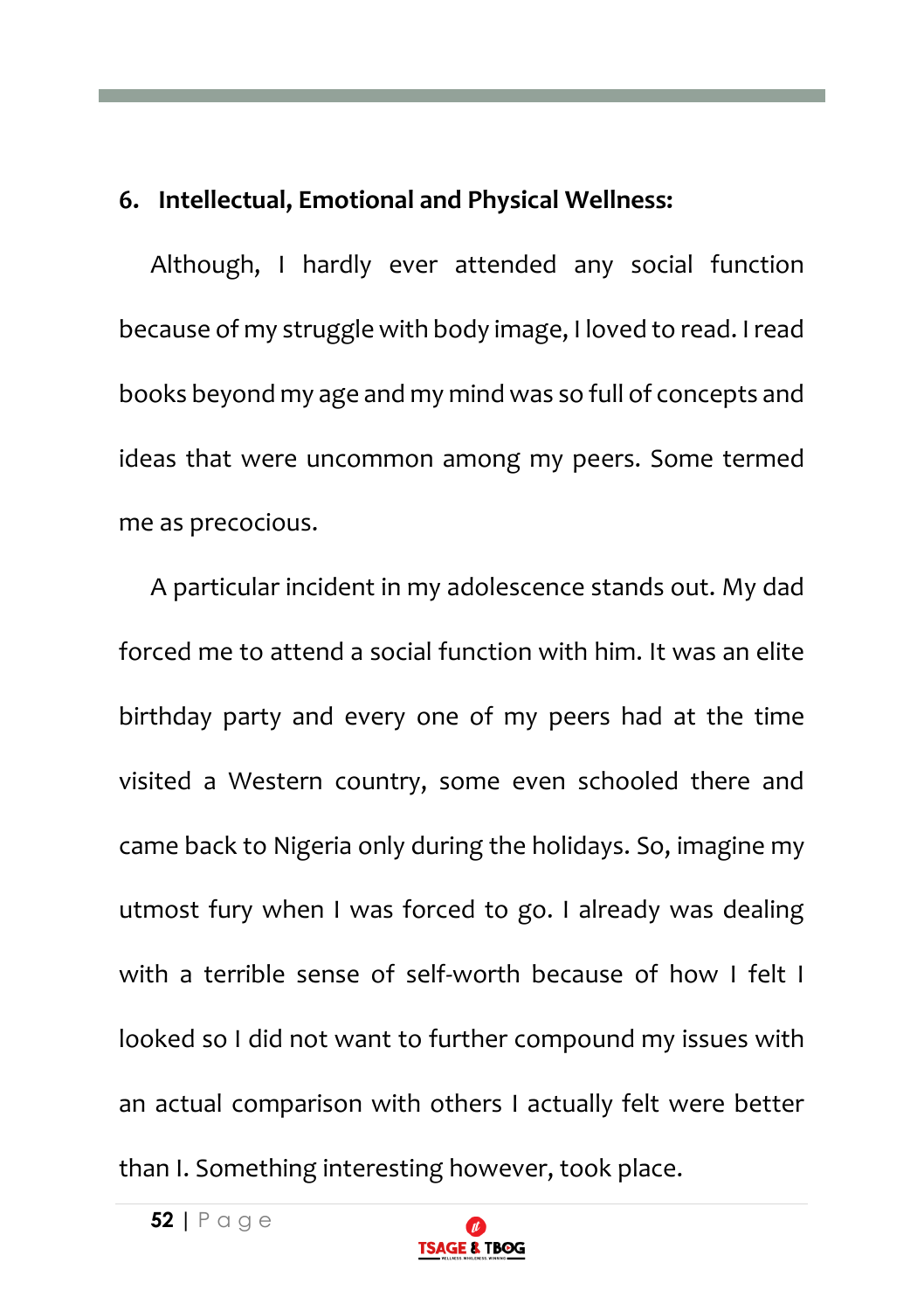### 6. Intellectual, Emotional and Physical Wellness:

Although, I hardly ever attended any social function because of my struggle with body image, I loved to read. I read books beyond my age and my mind was so full of concepts and ideas that were uncommon among my peers. Some termed me as precocious.

A particular incident in my adolescence stands out. My dad forced me to attend a social function with him. It was an elite birthday party and every one of my peers had at the time visited a Western country, some even schooled there and came back to Nigeria only during the holidays. So, imagine my utmost fury when I was forced to go. I already was dealing with a terrible sense of self-worth because of how I felt I looked so I did not want to further compound my issues with an actual comparison with others I actually felt were better than I. Something interesting however, took place.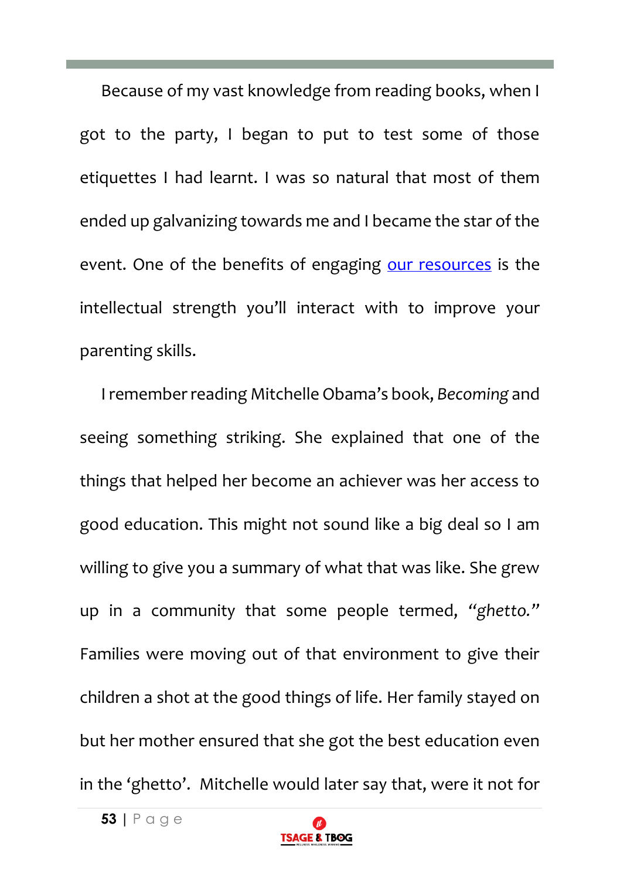Because of my vast knowledge from reading books, when I got to the party, I began to put to test some of those etiquettes I had learnt. I was so natural that most of them ended up galvanizing towards me and I became the star of the event. One of the benefits of engaging our resources is the intellectual strength you'll interact with to improve your parenting skills.

I remember reading Mitchelle Obama's book, *Becoming* and seeing something striking. She explained that one of the things that helped her become an achiever was her access to good education. This might not sound like a big deal so I am willing to give you a summary of what that was like. She grew up in a community that some people termed, *"ghetto."* Families were moving out of that environment to give their children a shot at the good things of life. Her family stayed on but her mother ensured that she got the best education even in the 'ghetto'. Mitchelle would later say that, were it not for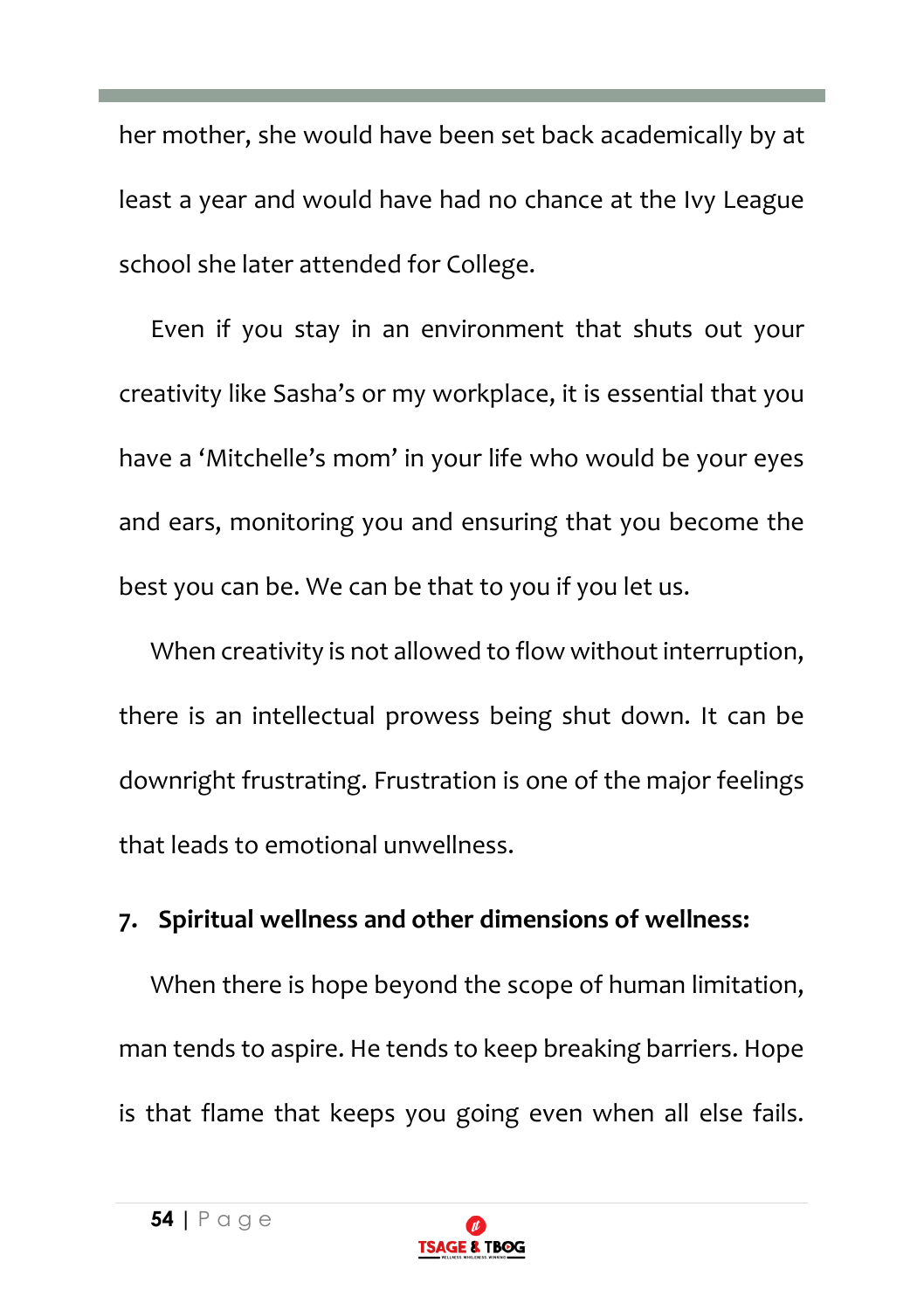her mother, she would have been set back academically by at least a year and would have had no chance at the Ivy League school she later attended for College.

Even if you stay in an environment that shuts out your creativity like Sasha's or my workplace, it is essential that you have a 'Mitchelle's mom' in your life who would be your eyes and ears, monitoring you and ensuring that you become the best you can be. We can be that to you if you let us.

When creativity is not allowed to flow without interruption, there is an intellectual prowess being shut down. It can be downright frustrating. Frustration is one of the major feelings that leads to emotional unwellness.

7. **Spiritual wellness and other dimensions of wellness:**

When there is hope beyond the scope of human limitation, man tends to aspire. He tends to keep breaking barriers. Hope is that flame that keeps you going even when all else fails.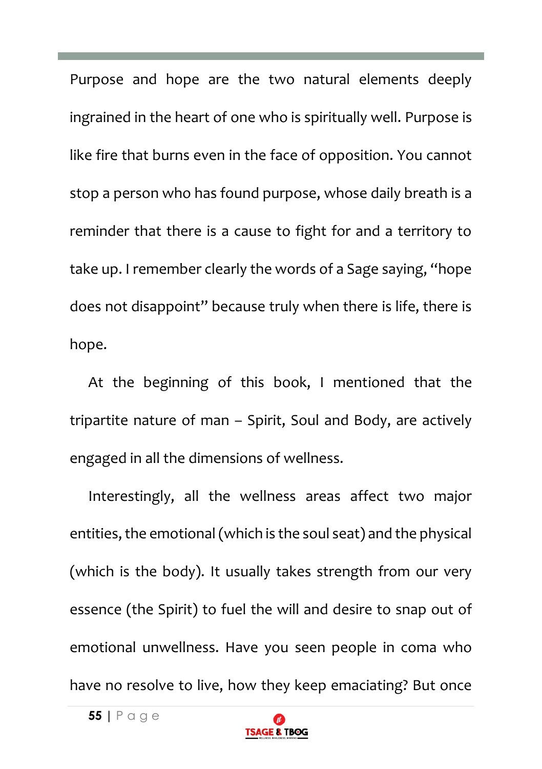Purpose and hope are the two natural elements deeply ingrained in the heart of one who is spiritually well. Purpose is like fire that burns even in the face of opposition. You cannot stop a person who has found purpose, whose daily breath is a reminder that there is a cause to fight for and a territory to take up. I remember clearly the words of a Sage saying, "hope does not disappoint" because truly when there is life, there is hope.

At the beginning of this book, I mentioned that the tripartite nature of man – Spirit, Soul and Body, are actively engaged in all the dimensions of wellness.

Interestingly, all the wellness areas affect two major entities, the emotional (which is the soul seat) and the physical (which is the body). It usually takes strength from our very essence (the Spirit) to fuel the will and desire to snap out of emotional unwellness. Have you seen people in coma who have no resolve to live, how they keep emaciating? But once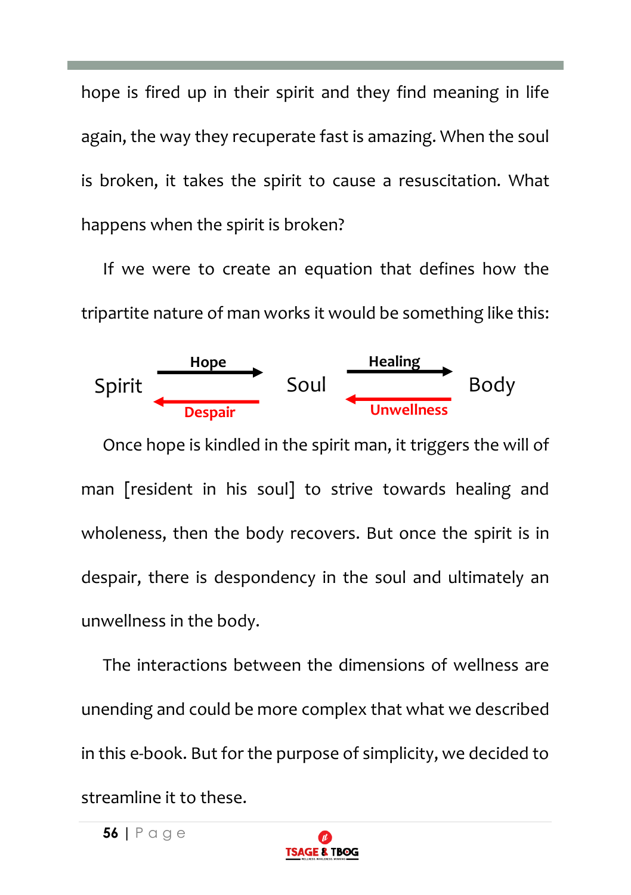hope is fired up in their spirit and they find meaning in life again, the way they recuperate fast is amazing. When the soul is broken, it takes the spirit to cause a resuscitation. What happens when the spirit is broken?

If we were to create an equation that defines how the tripartite nature of man works it would be something like this:

$$\text{Spirit} \underset{\text{Despair}}{\overset{\text{Hope}}{\rightleftarrows}} \text{Soul} \underset{\text{Unwellness}}{\overset{\text{Healing}}{\rightleftarrows}} \text{Body}$$

Once hope is kindled in the spirit man, it triggers the will of man [resident in his soul] to strive towards healing and wholeness, then the body recovers. But once the spirit is in despair, there is despondency in the soul and ultimately an unwellness in the body.

The interactions between the dimensions of wellness are unending and could be more complex that what we described in this e-book. But for the purpose of simplicity, we decided to streamline it to these.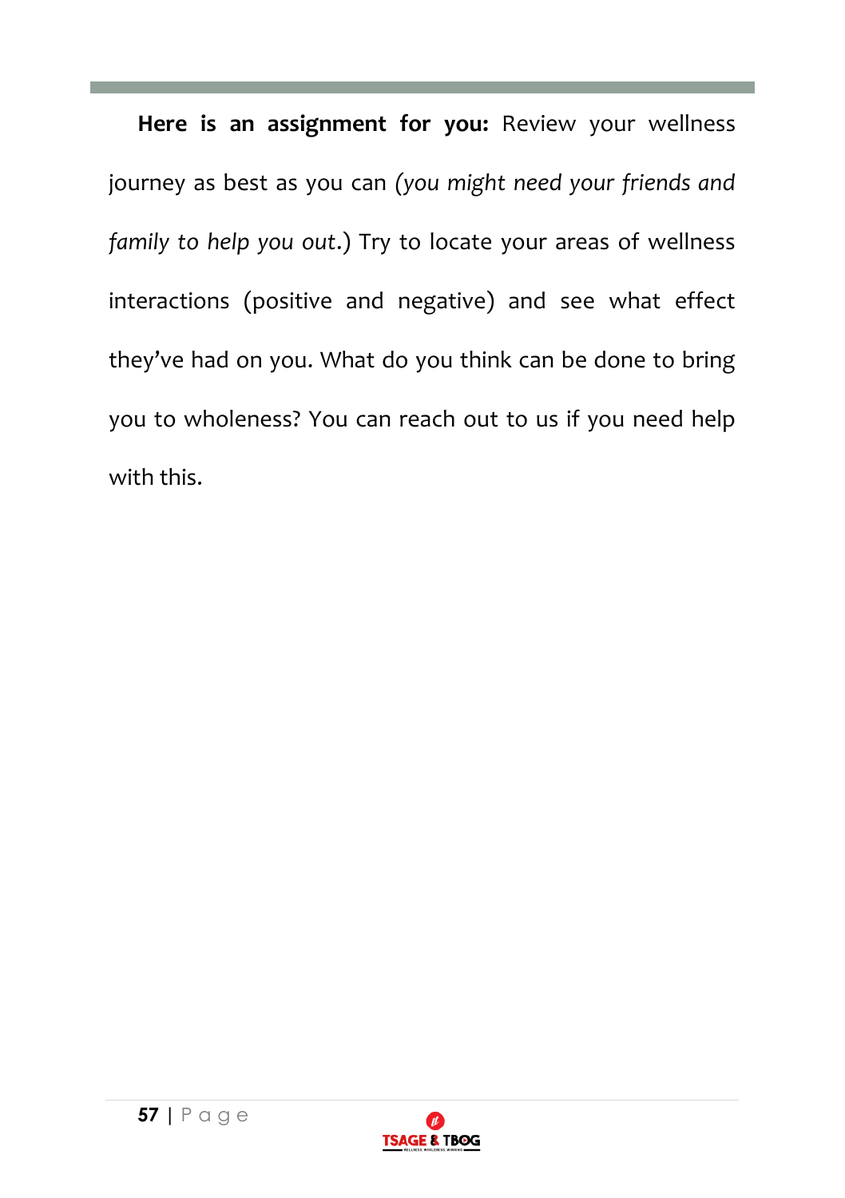**Here is an assignment for you:** Review your wellness journey as best as you can *(you might need your friends and family to help you out.)* Try to locate your areas of wellness interactions (positive and negative) and see what effect they've had on you. What do you think can be done to bring you to wholeness? You can reach out to us if you need help with this.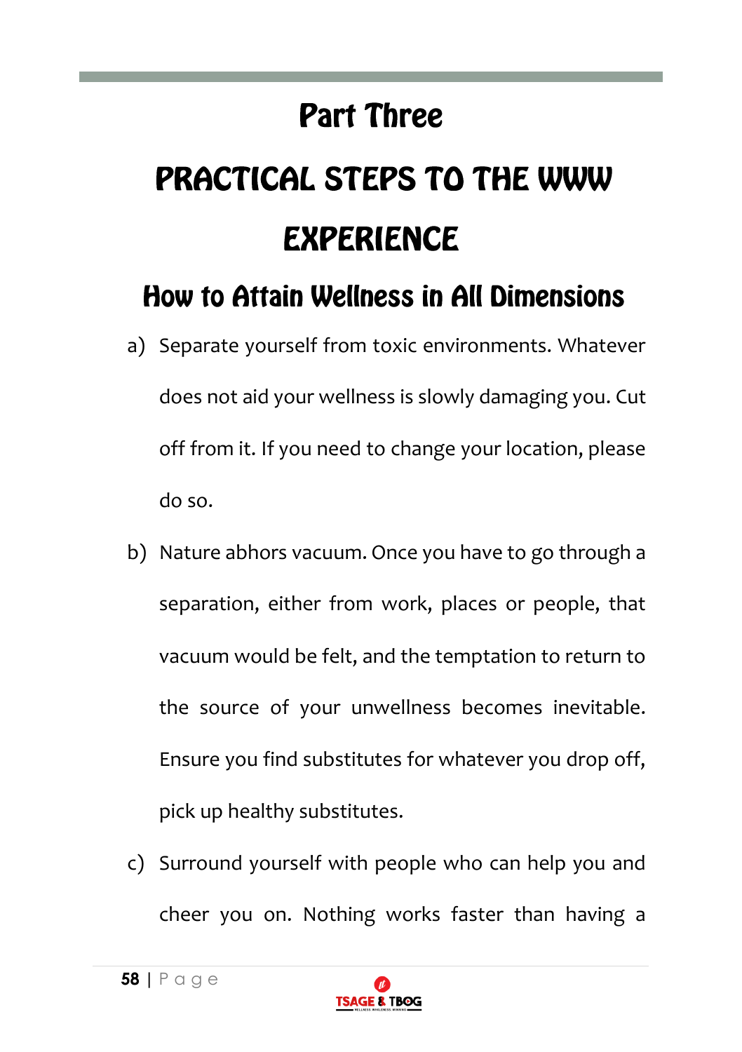# Part Three

# PRACTICAL STEPS TO THE WWW EXPERIENCE

## How to Attain Wellness in All Dimensions

a) Separate yourself from toxic environments. Whatever does not aid your wellness is slowly damaging you. Cut off from it. If you need to change your location, please do so.

b) Nature abhors vacuum. Once you have to go through a separation, either from work, places or people, that vacuum would be felt, and the temptation to return to the source of your unwellness becomes inevitable. Ensure you find substitutes for whatever you drop off, pick up healthy substitutes.

c) Surround yourself with people who can help you and cheer you on. Nothing works faster than having a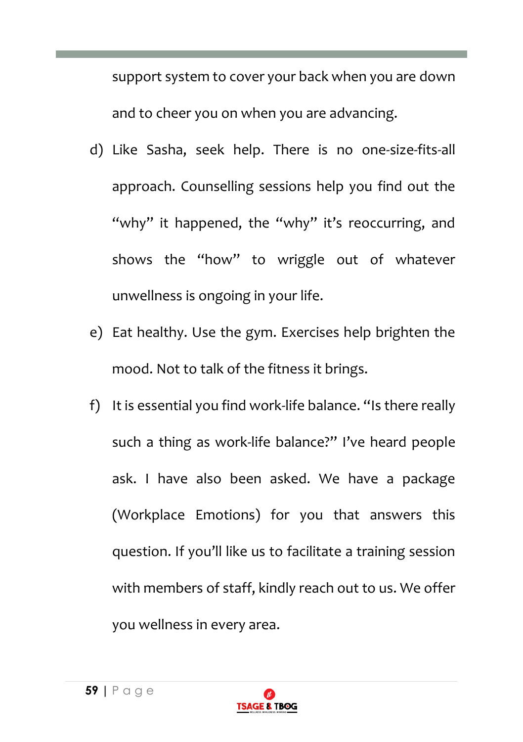support system to cover your back when you are down and to cheer you on when you are advancing.

d) Like Sasha, seek help. There is no one-size-fits-all approach. Counselling sessions help you find out the "why" it happened, the "why" it's reoccurring, and shows the "how" to wriggle out of whatever unwellness is ongoing in your life.

e) Eat healthy. Use the gym. Exercises help brighten the mood. Not to talk of the fitness it brings.

f) It is essential you find work-life balance. "Is there really such a thing as work-life balance?" I've heard people ask. I have also been asked. We have a package (Workplace Emotions) for you that answers this question. If you'll like us to facilitate a training session with members of staff, kindly reach out to us. We offer you wellness in every area.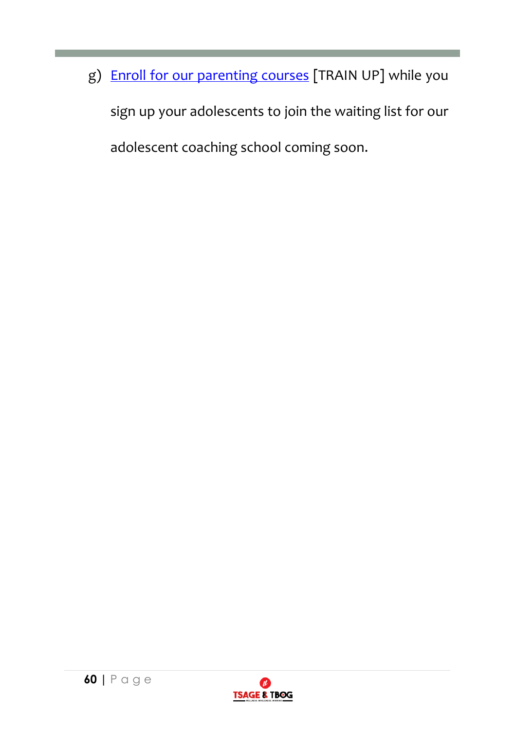g) Enroll for our parenting courses [TRAIN UP] while you sign up your adolescents to join the waiting list for our adolescent coaching school coming soon.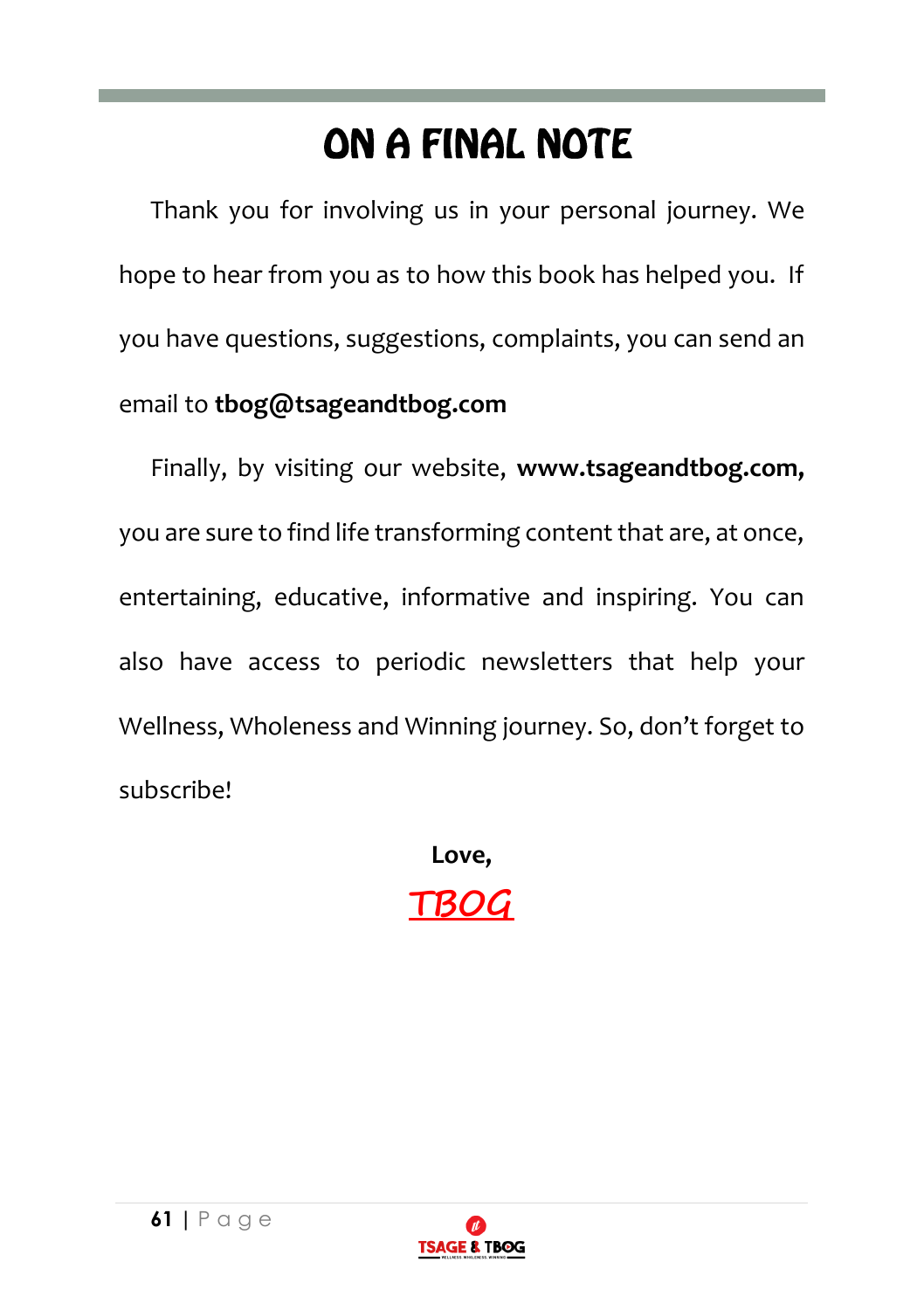# ON A FINAL NOTE

Thank you for involving us in your personal journey. We hope to hear from you as to how this book has helped you. If you have questions, suggestions, complaints, you can send an email to **tbog@tsageandtbog.com**

Finally, by visiting our website, **www.tsageandtbog.com,** you are sure to find life transforming content that are, at once, entertaining, educative, informative and inspiring. You can also have access to periodic newsletters that help your Wellness, Wholeness and Winning journey. So, don't forget to subscribe!

**Love,**

*TBOG*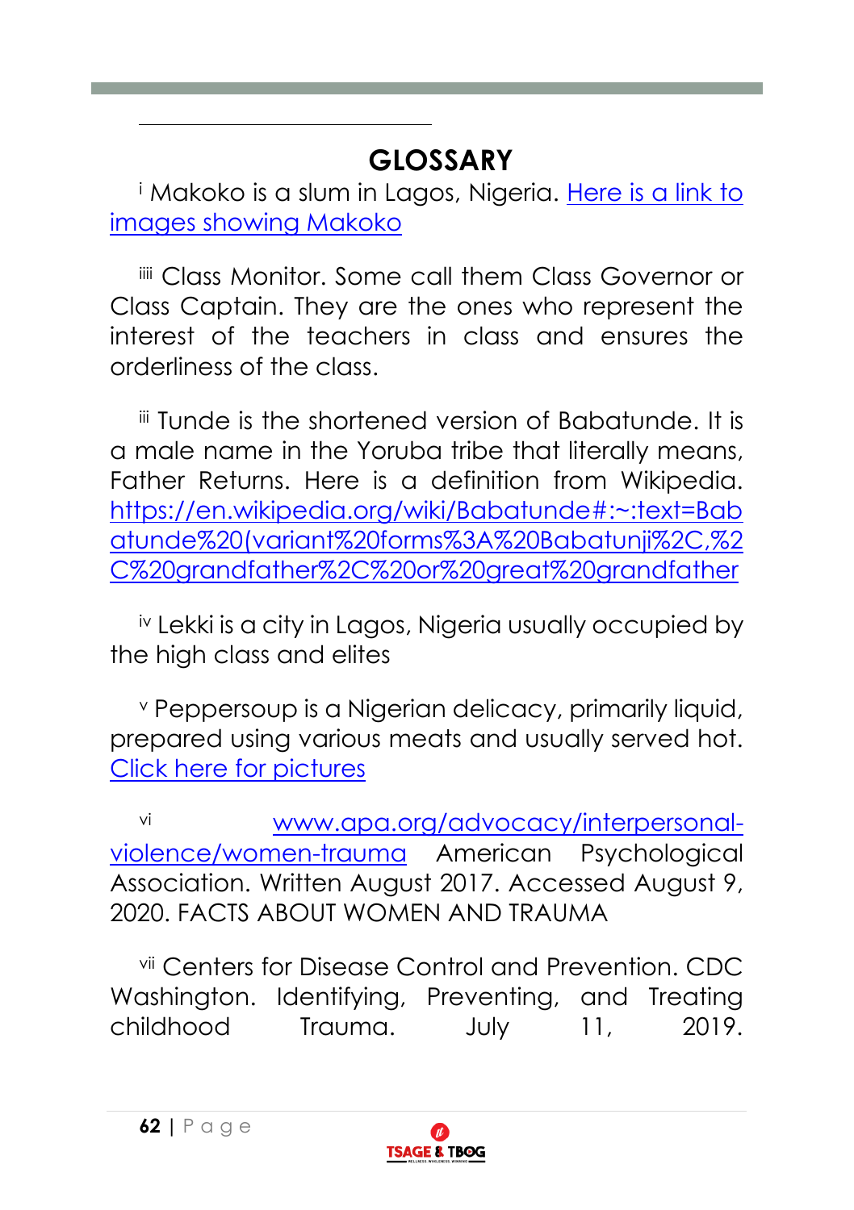# GLOSSARY

[i] Makoko is a slum in Lagos, Nigeria. [Here is a link to images showing Makoko]()

[iiii] Class Monitor. Some call them Class Governor or Class Captain. They are the ones who represent the interest of the teachers in class and ensures the orderliness of the class.

[iii] Tunde is the shortened version of Babatunde. It is a male name in the Yoruba tribe that literally means, Father Returns. Here is a definition from Wikipedia. https://en.wikipedia.org/wiki/Babatunde#:~:text=Babatunde%20(variant%20forms%3A%20Babatunji%2C,%2C%20grandfather%2C%20or%20great%20grandfather

[iv] Lekki is a city in Lagos, Nigeria usually occupied by the high class and elites

[v] Peppersoup is a Nigerian delicacy, primarily liquid, prepared using various meats and usually served hot. [Click here for pictures]()

[vi] www.apa.org/advocacy/interpersonal-violence/women-trauma American Psychological Association. Written August 2017. Accessed August 9, 2020. FACTS ABOUT WOMEN AND TRAUMA

[vii] Centers for Disease Control and Prevention. CDC Washington. Identifying, Preventing, and Treating childhood Trauma. July 11, 2019.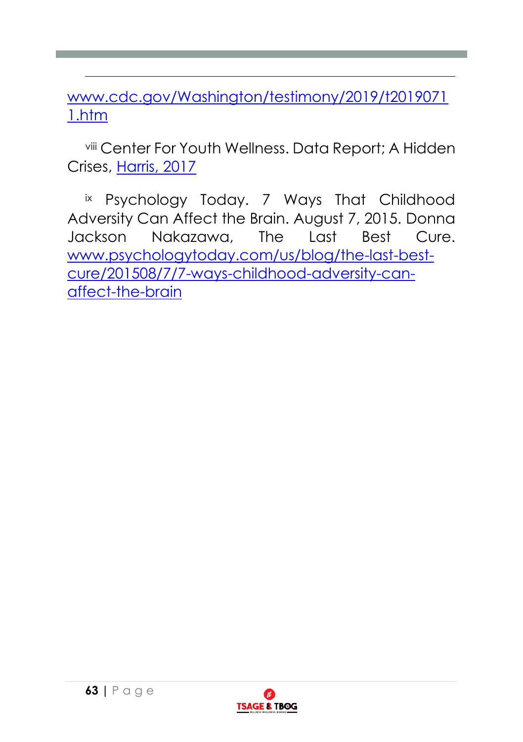www.cdc.gov/Washington/testimony/2019/t20190711.htm

[viii] Center For Youth Wellness. Data Report; A Hidden Crises, Harris, 2017

[ix] Psychology Today. 7 Ways That Childhood Adversity Can Affect the Brain. August 7, 2015. Donna Jackson Nakazawa, The Last Best Cure. www.psychologytoday.com/us/blog/the-last-best-cure/201508/7/7-ways-childhood-adversity-can-affect-the-brain